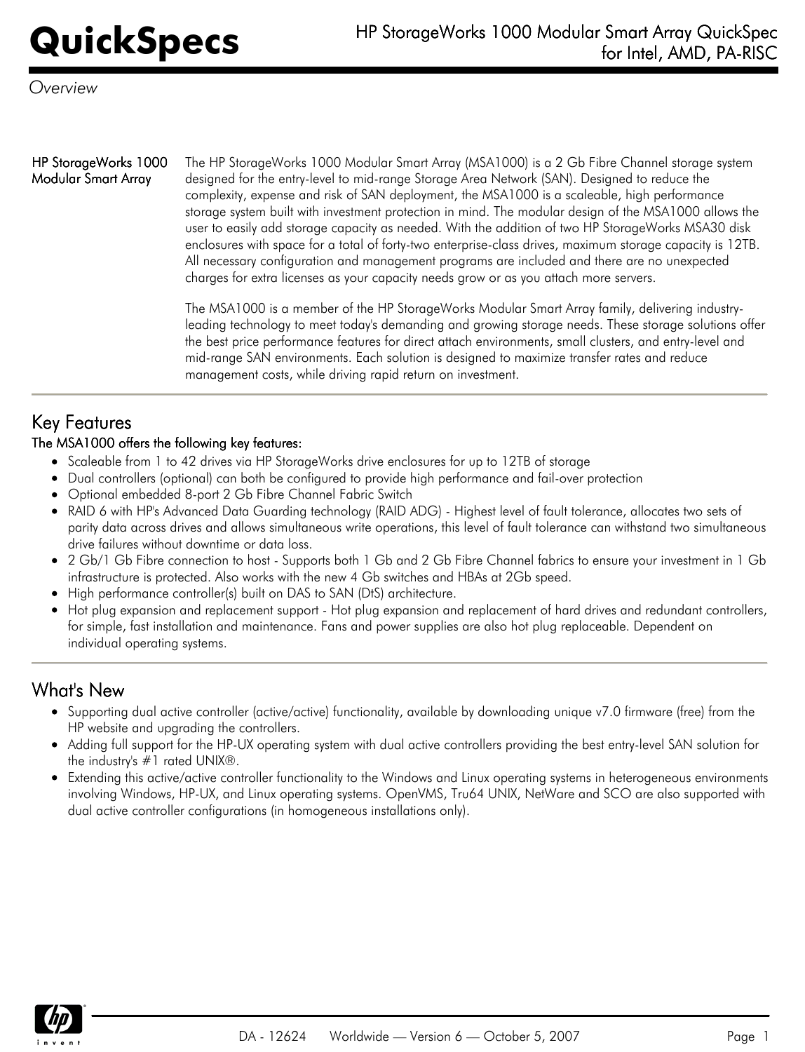# HP StorageWorks 1000 Modular Smart Array QuickSpec for Intel, AMD, PA-RISC

*Overview*

**HP StorageWorks 1000 Modular Smart Array**

The HP StorageWorks 1000 Modular Smart Array (MSA1000) is a 2 Gb Fibre Channel storage system designed for the entry-level to mid-range Storage Area Network (SAN). Designed to reduce the complexity, expense and risk of SAN deployment, the MSA1000 is a scaleable, high performance storage system built with investment protection in mind. The modular design of the MSA1000 allows the user to easily add storage capacity as needed. With the addition of two HP StorageWorks MSA30 disk enclosures with space for a total of forty-two enterprise-class drives, maximum storage capacity is 12TB. All necessary configuration and management programs are included and there are no unexpected charges for extra licenses as your capacity needs grow or as you attach more servers.

The MSA1000 is a member of the HP StorageWorks Modular Smart Array family, delivering industry-leading technology to meet today's demanding and growing storage needs. These storage solutions offer the best price performance features for direct attach environments, small clusters, and entry-level and mid-range SAN environments. Each solution is designed to maximize transfer rates and reduce management costs, while driving rapid return on investment.

## Key Features

**The MSA1000 offers the following key features:**

- Scaleable from 1 to 42 drives via HP StorageWorks drive enclosures for up to 12TB of storage
- Dual controllers (optional) can both be configured to provide high performance and fail-over protection
- Optional embedded 8-port 2 Gb Fibre Channel Fabric Switch
- RAID 6 with HP's Advanced Data Guarding technology (RAID ADG) - Highest level of fault tolerance, allocates two sets of parity data across drives and allows simultaneous write operations, this level of fault tolerance can withstand two simultaneous drive failures without downtime or data loss.
- 2 Gb/1 Gb Fibre connection to host - Supports both 1 Gb and 2 Gb Fibre Channel fabrics to ensure your investment in 1 Gb infrastructure is protected. Also works with the new 4 Gb switches and HBAs at 2Gb speed.
- High performance controller(s) built on DAS to SAN (DtS) architecture.
- Hot plug expansion and replacement support - Hot plug expansion and replacement of hard drives and redundant controllers, for simple, fast installation and maintenance. Fans and power supplies are also hot plug replaceable. Dependent on individual operating systems.

## What's New

- Supporting dual active controller (active/active) functionality, available by downloading unique v7.0 firmware (free) from the HP website and upgrading the controllers.
- Adding full support for the HP-UX operating system with dual active controllers providing the best entry-level SAN solution for the industry's #1 rated UNIX®.
- Extending this active/active controller functionality to the Windows and Linux operating systems in heterogeneous environments involving Windows, HP-UX, and Linux operating systems. OpenVMS, Tru64 UNIX, NetWare and SCO are also supported with dual active controller configurations (in homogeneous installations only).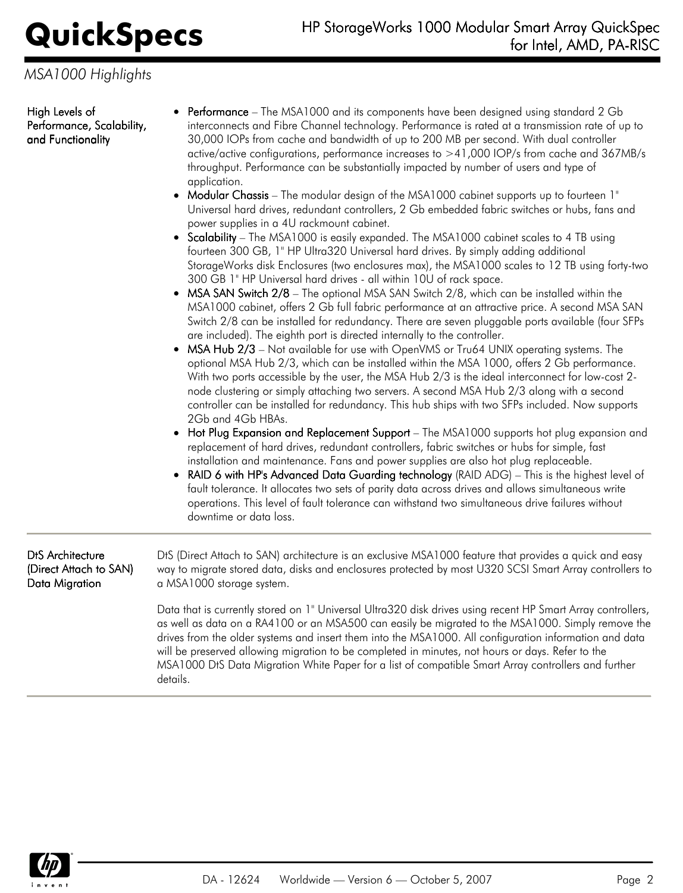## MSA1000 Highlights

### High Levels of Performance, Scalability, and Functionality

- **Performance** – The MSA1000 and its components have been designed using standard 2 Gb interconnects and Fibre Channel technology. Performance is rated at a transmission rate of up to 30,000 IOPs from cache and bandwidth of up to 200 MB per second. With dual controller active/active configurations, performance increases to >41,000 IOP/s from cache and 367MB/s throughput. Performance can be substantially impacted by number of users and type of application.
- **Modular Chassis** – The modular design of the MSA1000 cabinet supports up to fourteen 1" Universal hard drives, redundant controllers, 2 Gb embedded fabric switches or hubs, fans and power supplies in a 4U rackmount cabinet.
- **Scalability** – The MSA1000 is easily expanded. The MSA1000 cabinet scales to 4 TB using fourteen 300 GB, 1" HP Ultra320 Universal hard drives. By simply adding additional StorageWorks disk Enclosures (two enclosures max), the MSA1000 scales to 12 TB using forty-two 300 GB 1" HP Universal hard drives - all within 10U of rack space.
- **MSA SAN Switch 2/8** – The optional MSA SAN Switch 2/8, which can be installed within the MSA1000 cabinet, offers 2 Gb full fabric performance at an attractive price. A second MSA SAN Switch 2/8 can be installed for redundancy. There are seven pluggable ports available (four SFPs are included). The eighth port is directed internally to the controller.
- **MSA Hub 2/3** – Not available for use with OpenVMS or Tru64 UNIX operating systems. The optional MSA Hub 2/3, which can be installed within the MSA 1000, offers 2 Gb performance. With two ports accessible by the user, the MSA Hub 2/3 is the ideal interconnect for low-cost 2-node clustering or simply attaching two servers. A second MSA Hub 2/3 along with a second controller can be installed for redundancy. This hub ships with two SFPs included. Now supports 2Gb and 4Gb HBAs.
- **Hot Plug Expansion and Replacement Support** – The MSA1000 supports hot plug expansion and replacement of hard drives, redundant controllers, fabric switches or hubs for simple, fast installation and maintenance. Fans and power supplies are also hot plug replaceable.
- **RAID 6 with HP's Advanced Data Guarding technology** (RAID ADG) – This is the highest level of fault tolerance. It allocates two sets of parity data across drives and allows simultaneous write operations. This level of fault tolerance can withstand two simultaneous drive failures without downtime or data loss.

### DtS Architecture (Direct Attach to SAN) Data Migration

DtS (Direct Attach to SAN) architecture is an exclusive MSA1000 feature that provides a quick and easy way to migrate stored data, disks and enclosures protected by most U320 SCSI Smart Array controllers to a MSA1000 storage system.

Data that is currently stored on 1" Universal Ultra320 disk drives using recent HP Smart Array controllers, as well as data on a RA4100 or an MSA500 can easily be migrated to the MSA1000. Simply remove the drives from the older systems and insert them into the MSA1000. All configuration information and data will be preserved allowing migration to be completed in minutes, not hours or days. Refer to the MSA1000 DtS Data Migration White Paper for a list of compatible Smart Array controllers and further details.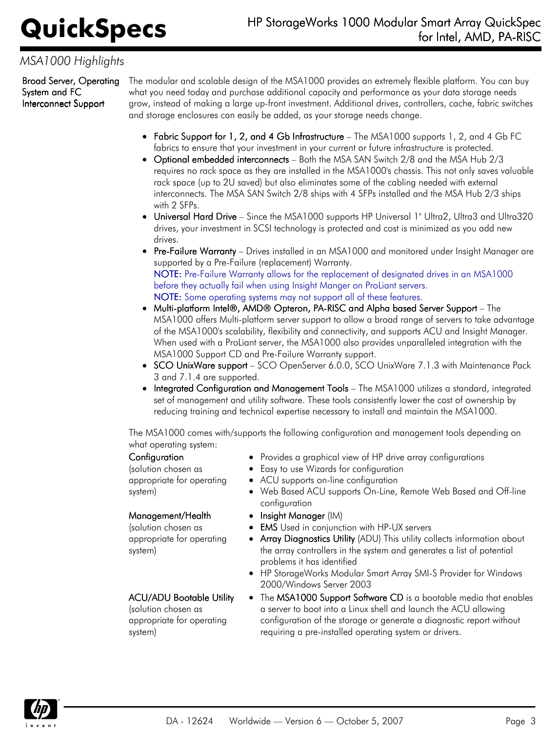## MSA1000 Highlights

**Broad Server, Operating System and FC Interconnect Support**

The modular and scalable design of the MSA1000 provides an extremely flexible platform. You can buy what you need today and purchase additional capacity and performance as your data storage needs grow, instead of making a large up-front investment. Additional drives, controllers, cache, fabric switches and storage enclosures can easily be added, as your storage needs change.

- **Fabric Support for 1, 2, and 4 Gb Infrastructure** – The MSA1000 supports 1, 2, and 4 Gb FC fabrics to ensure that your investment in your current or future infrastructure is protected.
- **Optional embedded interconnects** – Both the MSA SAN Switch 2/8 and the MSA Hub 2/3 requires no rack space as they are installed in the MSA1000's chassis. This not only saves valuable rack space (up to 2U saved) but also eliminates some of the cabling needed with external interconnects. The MSA SAN Switch 2/8 ships with 4 SFPs installed and the MSA Hub 2/3 ships with 2 SFPs.
- **Universal Hard Drive** – Since the MSA1000 supports HP Universal 1" Ultra2, Ultra3 and Ultra320 drives, your investment in SCSI technology is protected and cost is minimized as you add new drives.
- **Pre-Failure Warranty** – Drives installed in an MSA1000 and monitored under Insight Manager are supported by a Pre-Failure (replacement) Warranty.
  NOTE: Pre-Failure Warranty allows for the replacement of designated drives in an MSA1000 before they actually fail when using Insight Manger on ProLiant servers.
  NOTE: Some operating systems may not support all of these features.
- **Multi-platform Intel®, AMD® Opteron, PA-RISC and Alpha based Server Support** – The MSA1000 offers Multi-platform server support to allow a broad range of servers to take advantage of the MSA1000's scalability, flexibility and connectivity, and supports ACU and Insight Manager. When used with a ProLiant server, the MSA1000 also provides unparalleled integration with the MSA1000 Support CD and Pre-Failure Warranty support.
- **SCO UnixWare support** – SCO OpenServer 6.0.0, SCO UnixWare 7.1.3 with Maintenance Pack 3 and 7.1.4 are supported.
- **Integrated Configuration and Management Tools** – The MSA1000 utilizes a standard, integrated set of management and utility software. These tools consistently lower the cost of ownership by reducing training and technical expertise necessary to install and maintain the MSA1000.

The MSA1000 comes with/supports the following configuration and management tools depending on what operating system:

**Configuration** (solution chosen as appropriate for operating system)

- Provides a graphical view of HP drive array configurations
- Easy to use Wizards for configuration
- ACU supports on-line configuration
- Web Based ACU supports On-Line, Remote Web Based and Off-line configuration

**Management/Health** (solution chosen as appropriate for operating system)

- **Insight Manager** (IM)
- **EMS** Used in conjunction with HP-UX servers
- **Array Diagnostics Utility** (ADU) This utility collects information about the array controllers in the system and generates a list of potential problems it has identified
- HP StorageWorks Modular Smart Array SMI-S Provider for Windows 2000/Windows Server 2003

**ACU/ADU Bootable Utility** (solution chosen as appropriate for operating system)

- The **MSA1000 Support Software CD** is a bootable media that enables a server to boot into a Linux shell and launch the ACU allowing configuration of the storage or generate a diagnostic report without requiring a pre-installed operating system or drivers.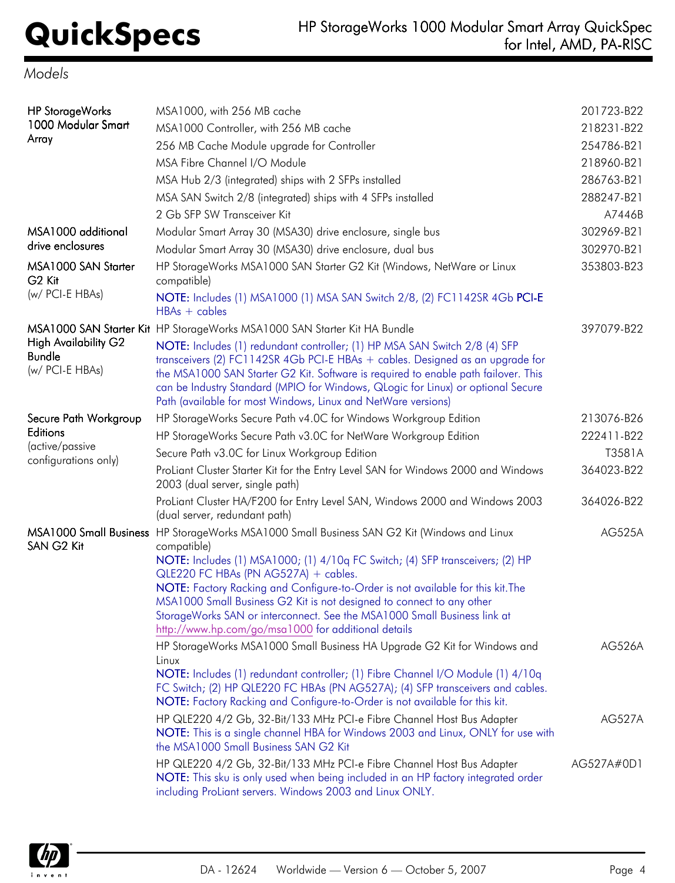## Models

| Category | Description | Part Number |
|---|---|---|
| HP StorageWorks 1000 Modular Smart Array | MSA1000, with 256 MB cache | 201723-B22 |
| | MSA1000 Controller, with 256 MB cache | 218231-B22 |
| | 256 MB Cache Module upgrade for Controller | 254786-B21 |
| | MSA Fibre Channel I/O Module | 218960-B21 |
| | MSA Hub 2/3 (integrated) ships with 2 SFPs installed | 286763-B21 |
| | MSA SAN Switch 2/8 (integrated) ships with 4 SFPs installed | 288247-B21 |
| | 2 Gb SFP SW Transceiver Kit | A7446B |
| MSA1000 additional drive enclosures | Modular Smart Array 30 (MSA30) drive enclosure, single bus | 302969-B21 |
| | Modular Smart Array 30 (MSA30) drive enclosure, dual bus | 302970-B21 |
| MSA1000 SAN Starter G2 Kit (w/ PCI-E HBAs) | HP StorageWorks MSA1000 SAN Starter G2 Kit (Windows, NetWare or Linux compatible)<br>**NOTE:** Includes (1) MSA1000 (1) MSA SAN Switch 2/8, (2) FC1142SR 4Gb PCI-E HBAs + cables | 353803-B23 |
| MSA1000 SAN Starter Kit High Availability G2 Bundle (w/ PCI-E HBAs) | HP StorageWorks MSA1000 SAN Starter Kit HA Bundle<br>**NOTE:** Includes (1) redundant controller; (1) HP MSA SAN Switch 2/8 (4) SFP transceivers (2) FC1142SR 4Gb PCI-E HBAs + cables. Designed as an upgrade for the MSA1000 SAN Starter G2 Kit. Software is required to enable path failover. This can be Industry Standard (MPIO for Windows, QLogic for Linux) or optional Secure Path (available for most Windows, Linux and NetWare versions) | 397079-B22 |
| Secure Path Workgroup Editions (active/passive configurations only) | HP StorageWorks Secure Path v4.0C for Windows Workgroup Edition | 213076-B26 |
| | HP StorageWorks Secure Path v3.0C for NetWare Workgroup Edition | 222411-B22 |
| | Secure Path v3.0C for Linux Workgroup Edition | T3581A |
| | ProLiant Cluster Starter Kit for the Entry Level SAN for Windows 2000 and Windows 2003 (dual server, single path) | 364023-B22 |
| | ProLiant Cluster HA/F200 for Entry Level SAN, Windows 2000 and Windows 2003 (dual server, redundant path) | 364026-B22 |
| MSA1000 Small Business SAN G2 Kit | HP StorageWorks MSA1000 Small Business SAN G2 Kit (Windows and Linux compatible)<br>**NOTE:** Includes (1) MSA1000; (1) 4/10q FC Switch; (4) SFP transceivers; (2) HP QLE220 FC HBAs (PN AG527A) + cables.<br>**NOTE:** Factory Racking and Configure-to-Order is not available for this kit.The MSA1000 Small Business G2 Kit is not designed to connect to any other StorageWorks SAN or interconnect. See the MSA1000 Small Business link at http://www.hp.com/go/msa1000 for additional details | AG525A |
| | HP StorageWorks MSA1000 Small Business HA Upgrade G2 Kit for Windows and Linux<br>**NOTE:** Includes (1) redundant controller; (1) Fibre Channel I/O Module (1) 4/10q FC Switch; (2) HP QLE220 FC HBAs (PN AG527A); (4) SFP transceivers and cables.<br>**NOTE:** Factory Racking and Configure-to-Order is not available for this kit. | AG526A |
| | HP QLE220 4/2 Gb, 32-Bit/133 MHz PCI-e Fibre Channel Host Bus Adapter<br>**NOTE:** This is a single channel HBA for Windows 2003 and Linux, ONLY for use with the MSA1000 Small Business SAN G2 Kit | AG527A |
| | HP QLE220 4/2 Gb, 32-Bit/133 MHz PCI-e Fibre Channel Host Bus Adapter<br>**NOTE:** This sku is only used when being included in an HP factory integrated order including ProLiant servers. Windows 2003 and Linux ONLY. | AG527A#0D1 |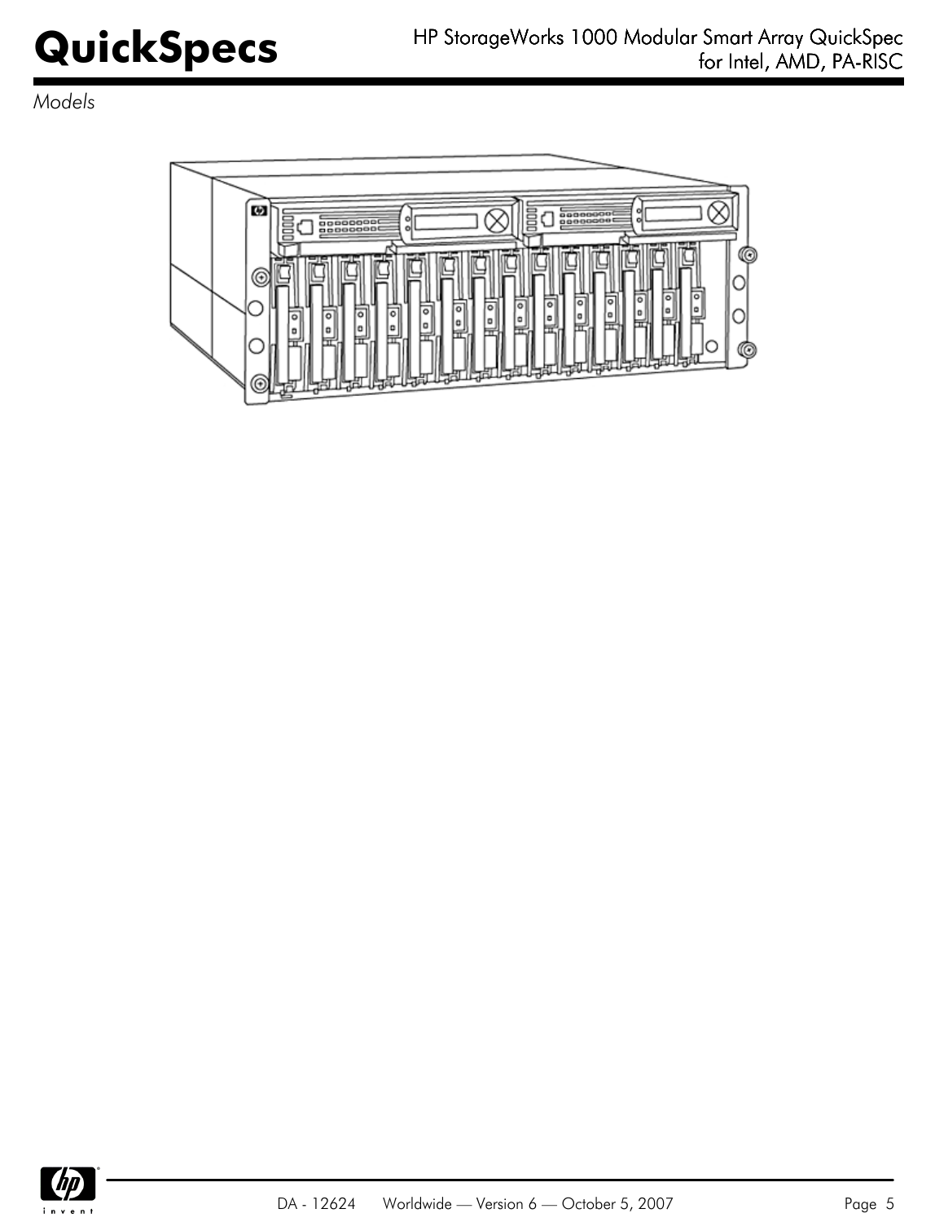*Models*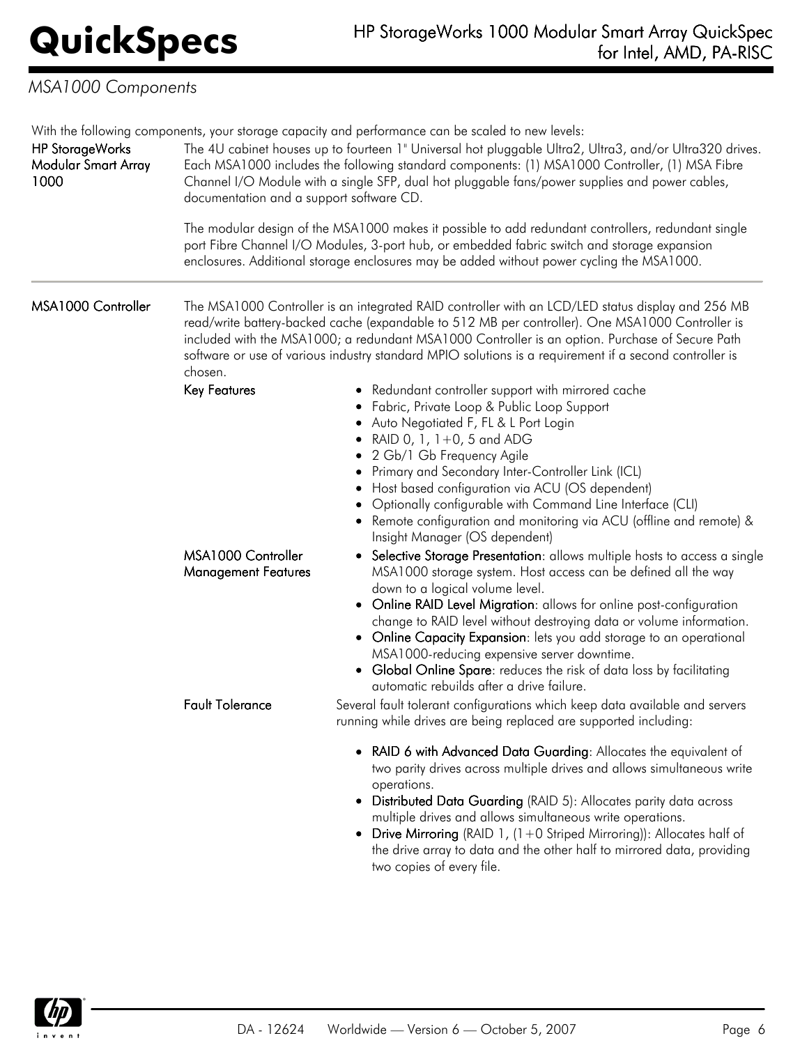## MSA1000 Components

With the following components, your storage capacity and performance can be scaled to new levels:

**HP StorageWorks Modular Smart Array 1000**

The 4U cabinet houses up to fourteen 1" Universal hot pluggable Ultra2, Ultra3, and/or Ultra320 drives. Each MSA1000 includes the following standard components: (1) MSA1000 Controller, (1) MSA Fibre Channel I/O Module with a single SFP, dual hot pluggable fans/power supplies and power cables, documentation and a support software CD.

The modular design of the MSA1000 makes it possible to add redundant controllers, redundant single port Fibre Channel I/O Modules, 3-port hub, or embedded fabric switch and storage expansion enclosures. Additional storage enclosures may be added without power cycling the MSA1000.

**MSA1000 Controller**

The MSA1000 Controller is an integrated RAID controller with an LCD/LED status display and 256 MB read/write battery-backed cache (expandable to 512 MB per controller). One MSA1000 Controller is included with the MSA1000; a redundant MSA1000 Controller is an option. Purchase of Secure Path software or use of various industry standard MPIO solutions is a requirement if a second controller is chosen.

**Key Features**

- Redundant controller support with mirrored cache
- Fabric, Private Loop & Public Loop Support
- Auto Negotiated F, FL & L Port Login
- RAID 0, 1, 1+0, 5 and ADG
- 2 Gb/1 Gb Frequency Agile
- Primary and Secondary Inter-Controller Link (ICL)
- Host based configuration via ACU (OS dependent)
- Optionally configurable with Command Line Interface (CLI)
- Remote configuration and monitoring via ACU (offline and remote) & Insight Manager (OS dependent)

**MSA1000 Controller Management Features**

- **Selective Storage Presentation**: allows multiple hosts to access a single MSA1000 storage system. Host access can be defined all the way down to a logical volume level.
- **Online RAID Level Migration**: allows for online post-configuration change to RAID level without destroying data or volume information.
- **Online Capacity Expansion**: lets you add storage to an operational MSA1000-reducing expensive server downtime.
- **Global Online Spare**: reduces the risk of data loss by facilitating automatic rebuilds after a drive failure.

**Fault Tolerance**

Several fault tolerant configurations which keep data available and servers running while drives are being replaced are supported including:

- **RAID 6 with Advanced Data Guarding**: Allocates the equivalent of two parity drives across multiple drives and allows simultaneous write operations.
- **Distributed Data Guarding** (RAID 5): Allocates parity data across multiple drives and allows simultaneous write operations.
- **Drive Mirroring** (RAID 1, (1+0 Striped Mirroring)): Allocates half of the drive array to data and the other half to mirrored data, providing two copies of every file.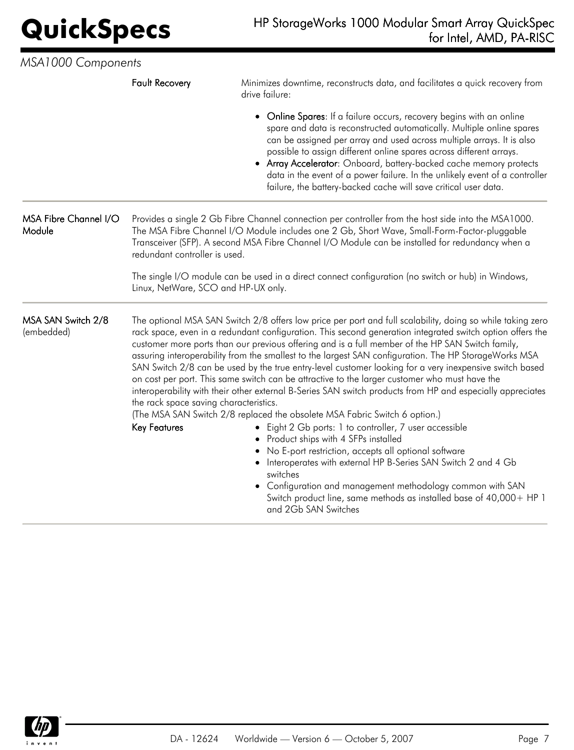*MSA1000 Components*

**Fault Recovery**

Minimizes downtime, reconstructs data, and facilitates a quick recovery from drive failure:

- **Online Spares**: If a failure occurs, recovery begins with an online spare and data is reconstructed automatically. Multiple online spares can be assigned per array and used across multiple arrays. It is also possible to assign different online spares across different arrays.
- **Array Accelerator**: Onboard, battery-backed cache memory protects data in the event of a power failure. In the unlikely event of a controller failure, the battery-backed cache will save critical user data.

## MSA Fibre Channel I/O Module

Provides a single 2 Gb Fibre Channel connection per controller from the host side into the MSA1000. The MSA Fibre Channel I/O Module includes one 2 Gb, Short Wave, Small-Form-Factor-pluggable Transceiver (SFP). A second MSA Fibre Channel I/O Module can be installed for redundancy when a redundant controller is used.

The single I/O module can be used in a direct connect configuration (no switch or hub) in Windows, Linux, NetWare, SCO and HP-UX only.

## MSA SAN Switch 2/8 (embedded)

The optional MSA SAN Switch 2/8 offers low price per port and full scalability, doing so while taking zero rack space, even in a redundant configuration. This second generation integrated switch option offers the customer more ports than our previous offering and is a full member of the HP SAN Switch family, assuring interoperability from the smallest to the largest SAN configuration. The HP StorageWorks MSA SAN Switch 2/8 can be used by the true entry-level customer looking for a very inexpensive switch based on cost per port. This same switch can be attractive to the larger customer who must have the interoperability with their other external B-Series SAN switch products from HP and especially appreciates the rack space saving characteristics.
(The MSA SAN Switch 2/8 replaced the obsolete MSA Fabric Switch 6 option.)

**Key Features**

- Eight 2 Gb ports: 1 to controller, 7 user accessible
- Product ships with 4 SFPs installed
- No E-port restriction, accepts all optional software
- Interoperates with external HP B-Series SAN Switch 2 and 4 Gb switches
- Configuration and management methodology common with SAN Switch product line, same methods as installed base of 40,000+ HP 1 and 2Gb SAN Switches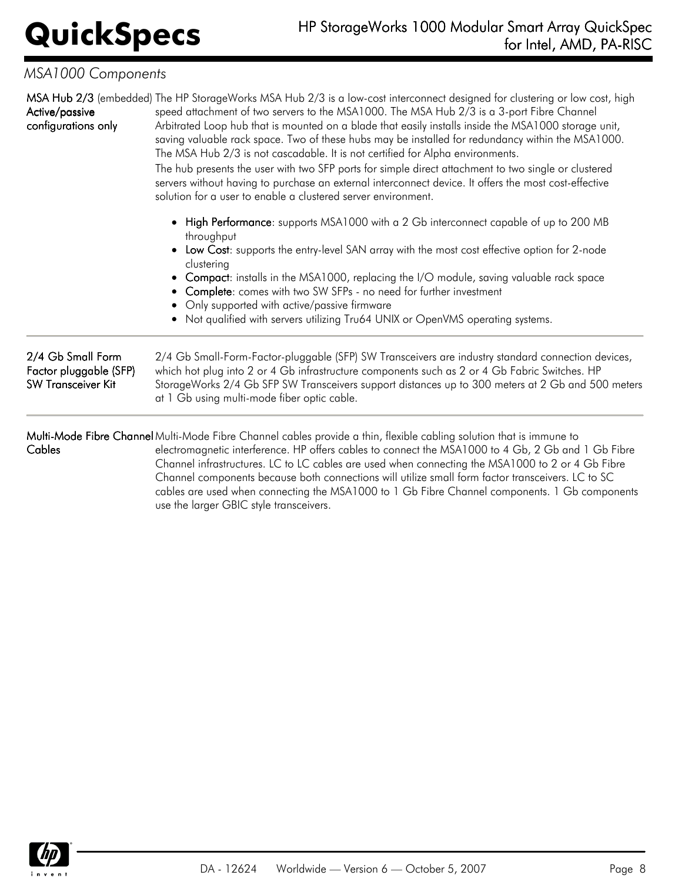## MSA1000 Components

**MSA Hub 2/3** (embedded) **Active/passive configurations only**

The HP StorageWorks MSA Hub 2/3 is a low-cost interconnect designed for clustering or low cost, high speed attachment of two servers to the MSA1000. The MSA Hub 2/3 is a 3-port Fibre Channel Arbitrated Loop hub that is mounted on a blade that easily installs inside the MSA1000 storage unit, saving valuable rack space. Two of these hubs may be installed for redundancy within the MSA1000. The MSA Hub 2/3 is not cascadable. It is not certified for Alpha environments.

The hub presents the user with two SFP ports for simple direct attachment to two single or clustered servers without having to purchase an external interconnect device. It offers the most cost-effective solution for a user to enable a clustered server environment.

- **High Performance**: supports MSA1000 with a 2 Gb interconnect capable of up to 200 MB throughput
- **Low Cost**: supports the entry-level SAN array with the most cost effective option for 2-node clustering
- **Compact**: installs in the MSA1000, replacing the I/O module, saving valuable rack space
- **Complete**: comes with two SW SFPs - no need for further investment
- Only supported with active/passive firmware
- Not qualified with servers utilizing Tru64 UNIX or OpenVMS operating systems.

---

**2/4 Gb Small Form Factor pluggable (SFP) SW Transceiver Kit**

2/4 Gb Small-Form-Factor-pluggable (SFP) SW Transceivers are industry standard connection devices, which hot plug into 2 or 4 Gb infrastructure components such as 2 or 4 Gb Fabric Switches. HP StorageWorks 2/4 Gb SFP SW Transceivers support distances up to 300 meters at 2 Gb and 500 meters at 1 Gb using multi-mode fiber optic cable.

---

**Multi-Mode Fibre Channel Cables**

Multi-Mode Fibre Channel cables provide a thin, flexible cabling solution that is immune to electromagnetic interference. HP offers cables to connect the MSA1000 to 4 Gb, 2 Gb and 1 Gb Fibre Channel infrastructures. LC to LC cables are used when connecting the MSA1000 to 2 or 4 Gb Fibre Channel components because both connections will utilize small form factor transceivers. LC to SC cables are used when connecting the MSA1000 to 1 Gb Fibre Channel components. 1 Gb components use the larger GBIC style transceivers.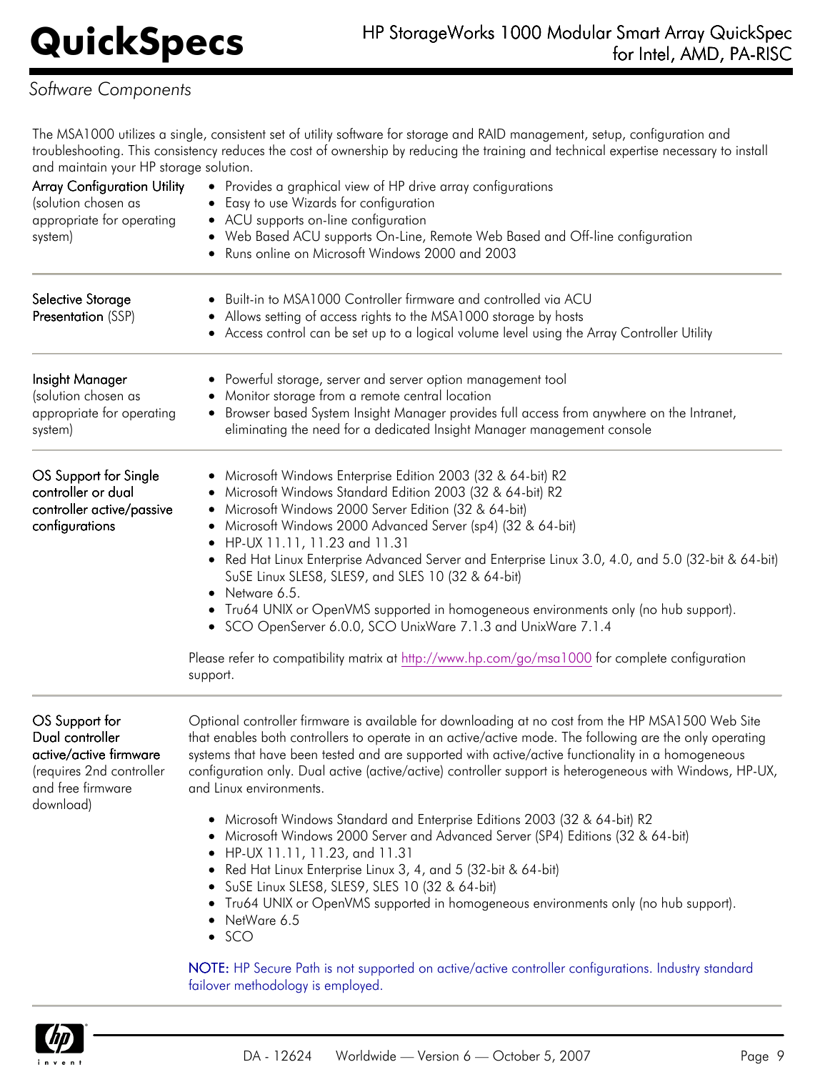## Software Components

The MSA1000 utilizes a single, consistent set of utility software for storage and RAID management, setup, configuration and troubleshooting. This consistency reduces the cost of ownership by reducing the training and technical expertise necessary to install and maintain your HP storage solution.

**Array Configuration Utility** (solution chosen as appropriate for operating system)

- Provides a graphical view of HP drive array configurations
- Easy to use Wizards for configuration
- ACU supports on-line configuration
- Web Based ACU supports On-Line, Remote Web Based and Off-line configuration
- Runs online on Microsoft Windows 2000 and 2003

**Selective Storage Presentation** (SSP)

- Built-in to MSA1000 Controller firmware and controlled via ACU
- Allows setting of access rights to the MSA1000 storage by hosts
- Access control can be set up to a logical volume level using the Array Controller Utility

**Insight Manager** (solution chosen as appropriate for operating system)

- Powerful storage, server and server option management tool
- Monitor storage from a remote central location
- Browser based System Insight Manager provides full access from anywhere on the Intranet, eliminating the need for a dedicated Insight Manager management console

**OS Support for Single controller or dual controller active/passive configurations**

- Microsoft Windows Enterprise Edition 2003 (32 & 64-bit) R2
- Microsoft Windows Standard Edition 2003 (32 & 64-bit) R2
- Microsoft Windows 2000 Server Edition (32 & 64-bit)
- Microsoft Windows 2000 Advanced Server (sp4) (32 & 64-bit)
- HP-UX 11.11, 11.23 and 11.31
- Red Hat Linux Enterprise Advanced Server and Enterprise Linux 3.0, 4.0, and 5.0 (32-bit & 64-bit) SuSE Linux SLES8, SLES9, and SLES 10 (32 & 64-bit)
- Netware 6.5.
- Tru64 UNIX or OpenVMS supported in homogeneous environments only (no hub support).
- SCO OpenServer 6.0.0, SCO UnixWare 7.1.3 and UnixWare 7.1.4

Please refer to compatibility matrix at http://www.hp.com/go/msa1000 for complete configuration support.

**OS Support for Dual controller active/active firmware** (requires 2nd controller and free firmware download)

Optional controller firmware is available for downloading at no cost from the HP MSA1500 Web Site that enables both controllers to operate in an active/active mode. The following are the only operating systems that have been tested and are supported with active/active functionality in a homogeneous configuration only. Dual active (active/active) controller support is heterogeneous with Windows, HP-UX, and Linux environments.

- Microsoft Windows Standard and Enterprise Editions 2003 (32 & 64-bit) R2
- Microsoft Windows 2000 Server and Advanced Server (SP4) Editions (32 & 64-bit)
- HP-UX 11.11, 11.23, and 11.31
- Red Hat Linux Enterprise Linux 3, 4, and 5 (32-bit & 64-bit)
- SuSE Linux SLES8, SLES9, SLES 10 (32 & 64-bit)
- Tru64 UNIX or OpenVMS supported in homogeneous environments only (no hub support).
- NetWare 6.5
- SCO

**NOTE:** HP Secure Path is not supported on active/active controller configurations. Industry standard failover methodology is employed.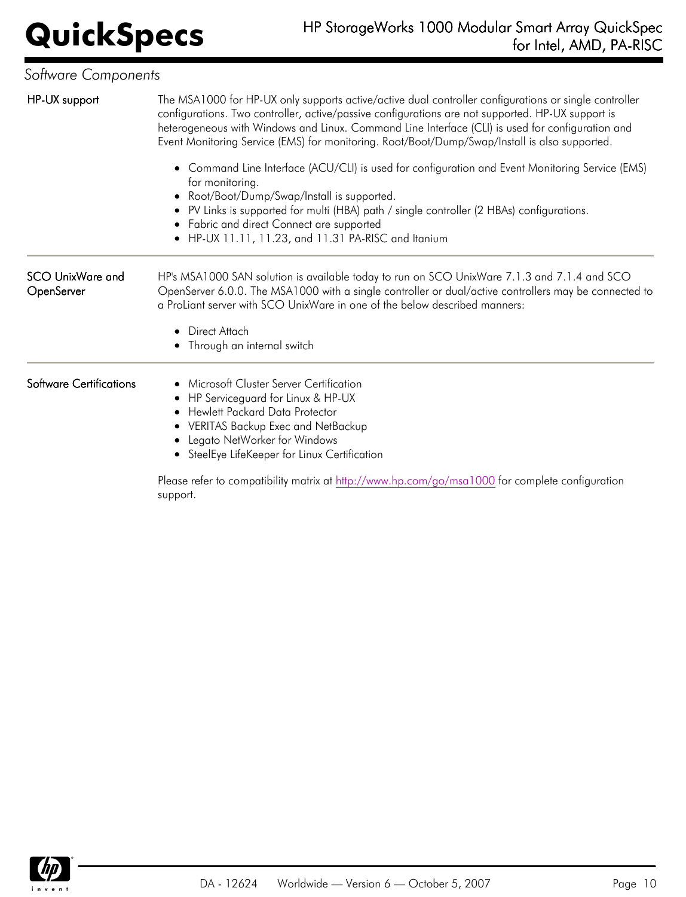*Software Components*

**HP-UX support**

The MSA1000 for HP-UX only supports active/active dual controller configurations or single controller configurations. Two controller, active/passive configurations are not supported. HP-UX support is heterogeneous with Windows and Linux. Command Line Interface (CLI) is used for configuration and Event Monitoring Service (EMS) for monitoring. Root/Boot/Dump/Swap/Install is also supported.

- Command Line Interface (ACU/CLI) is used for configuration and Event Monitoring Service (EMS) for monitoring.
- Root/Boot/Dump/Swap/Install is supported.
- PV Links is supported for multi (HBA) path / single controller (2 HBAs) configurations.
- Fabric and direct Connect are supported
- HP-UX 11.11, 11.23, and 11.31 PA-RISC and Itanium

**SCO UnixWare and OpenServer**

HP's MSA1000 SAN solution is available today to run on SCO UnixWare 7.1.3 and 7.1.4 and SCO OpenServer 6.0.0. The MSA1000 with a single controller or dual/active controllers may be connected to a ProLiant server with SCO UnixWare in one of the below described manners:

- Direct Attach
- Through an internal switch

**Software Certifications**

- Microsoft Cluster Server Certification
- HP Serviceguard for Linux & HP-UX
- Hewlett Packard Data Protector
- VERITAS Backup Exec and NetBackup
- Legato NetWorker for Windows
- SteelEye LifeKeeper for Linux Certification

Please refer to compatibility matrix at http://www.hp.com/go/msa1000 for complete configuration support.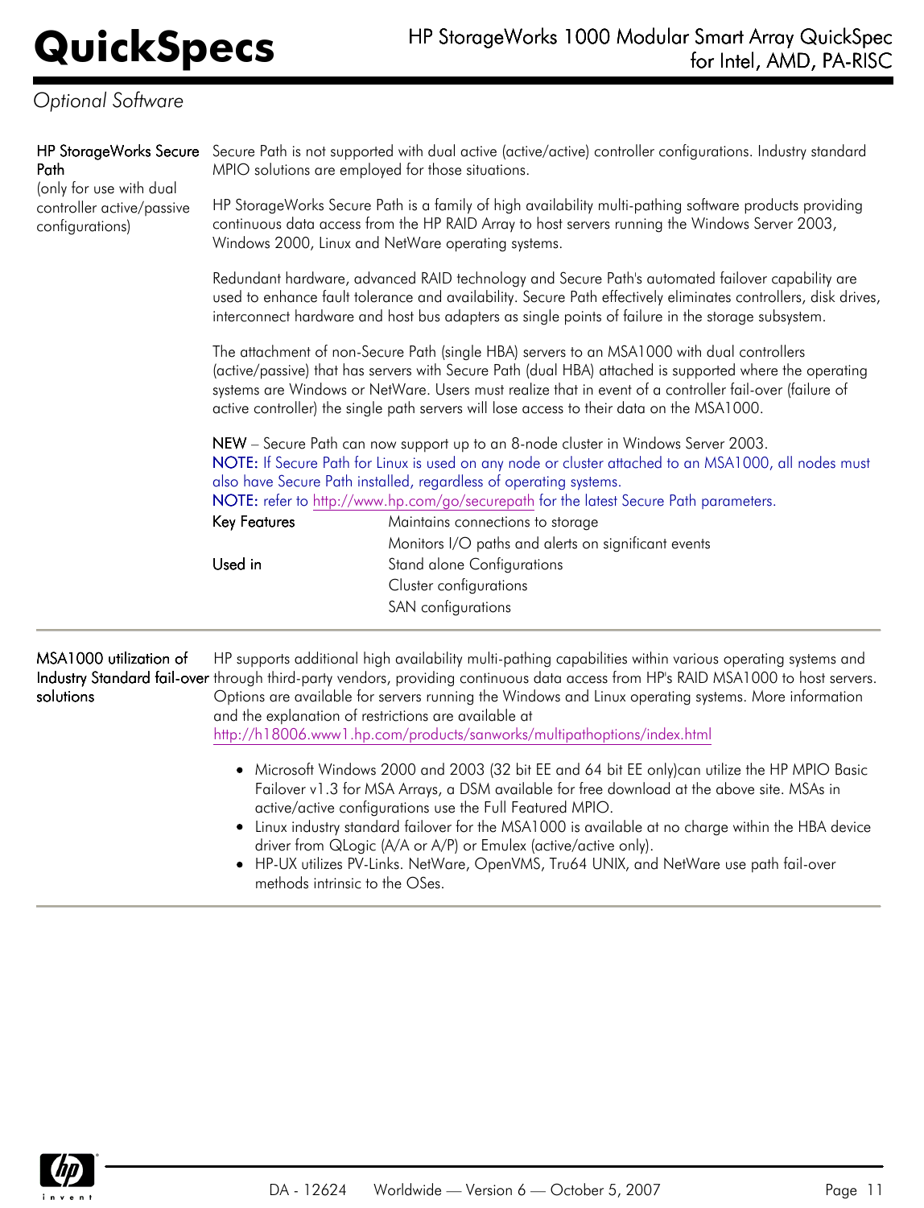## Optional Software

### HP StorageWorks Secure Path

(only for use with dual controller active/passive configurations)

Secure Path is not supported with dual active (active/active) controller configurations. Industry standard MPIO solutions are employed for those situations.

HP StorageWorks Secure Path is a family of high availability multi-pathing software products providing continuous data access from the HP RAID Array to host servers running the Windows Server 2003, Windows 2000, Linux and NetWare operating systems.

Redundant hardware, advanced RAID technology and Secure Path's automated failover capability are used to enhance fault tolerance and availability. Secure Path effectively eliminates controllers, disk drives, interconnect hardware and host bus adapters as single points of failure in the storage subsystem.

The attachment of non-Secure Path (single HBA) servers to an MSA1000 with dual controllers (active/passive) that has servers with Secure Path (dual HBA) attached is supported where the operating systems are Windows or NetWare. Users must realize that in event of a controller fail-over (failure of active controller) the single path servers will lose access to their data on the MSA1000.

NEW – Secure Path can now support up to an 8-node cluster in Windows Server 2003.

NOTE: If Secure Path for Linux is used on any node or cluster attached to an MSA1000, all nodes must also have Secure Path installed, regardless of operating systems.

NOTE: refer to http://www.hp.com/go/securepath for the latest Secure Path parameters.

| | |
|---|---|
| Key Features | Maintains connections to storage |
| | Monitors I/O paths and alerts on significant events |
| Used in | Stand alone Configurations |
| | Cluster configurations |
| | SAN configurations |

### MSA1000 utilization of Industry Standard fail-over solutions

HP supports additional high availability multi-pathing capabilities within various operating systems and through third-party vendors, providing continuous data access from HP's RAID MSA1000 to host servers. Options are available for servers running the Windows and Linux operating systems. More information and the explanation of restrictions are available at http://h18006.www1.hp.com/products/sanworks/multipathoptions/index.html

- Microsoft Windows 2000 and 2003 (32 bit EE and 64 bit EE only)can utilize the HP MPIO Basic Failover v1.3 for MSA Arrays, a DSM available for free download at the above site. MSAs in active/active configurations use the Full Featured MPIO.
- Linux industry standard failover for the MSA1000 is available at no charge within the HBA device driver from QLogic (A/A or A/P) or Emulex (active/active only).
- HP-UX utilizes PV-Links. NetWare, OpenVMS, Tru64 UNIX, and NetWare use path fail-over methods intrinsic to the OSes.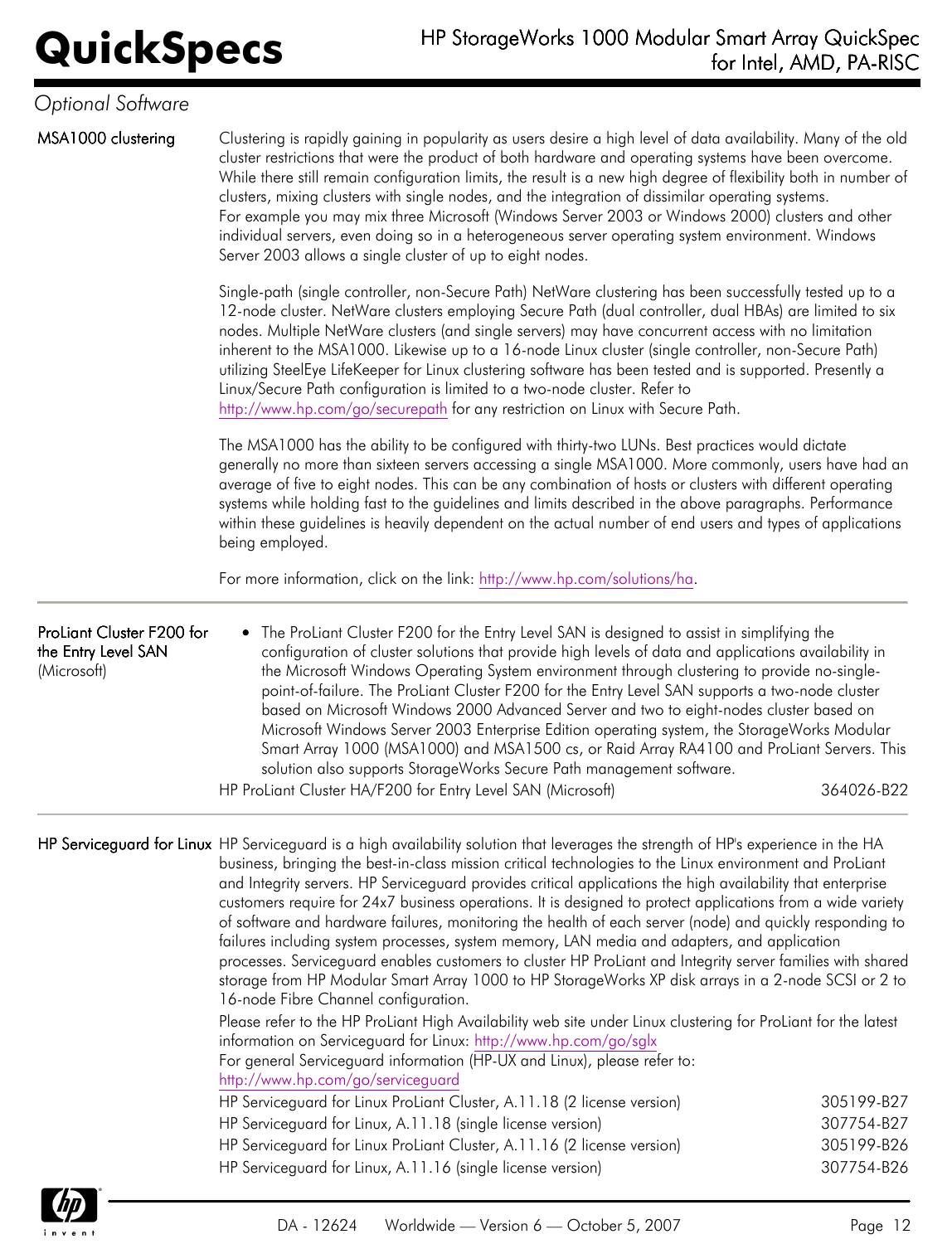*Optional Software*

## MSA1000 clustering

Clustering is rapidly gaining in popularity as users desire a high level of data availability. Many of the old cluster restrictions that were the product of both hardware and operating systems have been overcome. While there still remain configuration limits, the result is a new high degree of flexibility both in number of clusters, mixing clusters with single nodes, and the integration of dissimilar operating systems. For example you may mix three Microsoft (Windows Server 2003 or Windows 2000) clusters and other individual servers, even doing so in a heterogeneous server operating system environment. Windows Server 2003 allows a single cluster of up to eight nodes.

Single-path (single controller, non-Secure Path) NetWare clustering has been successfully tested up to a 12-node cluster. NetWare clusters employing Secure Path (dual controller, dual HBAs) are limited to six nodes. Multiple NetWare clusters (and single servers) may have concurrent access with no limitation inherent to the MSA1000. Likewise up to a 16-node Linux cluster (single controller, non-Secure Path) utilizing SteelEye LifeKeeper for Linux clustering software has been tested and is supported. Presently a Linux/Secure Path configuration is limited to a two-node cluster. Refer to http://www.hp.com/go/securepath for any restriction on Linux with Secure Path.

The MSA1000 has the ability to be configured with thirty-two LUNs. Best practices would dictate generally no more than sixteen servers accessing a single MSA1000. More commonly, users have had an average of five to eight nodes. This can be any combination of hosts or clusters with different operating systems while holding fast to the guidelines and limits described in the above paragraphs. Performance within these guidelines is heavily dependent on the actual number of end users and types of applications being employed.

For more information, click on the link: http://www.hp.com/solutions/ha.

## ProLiant Cluster F200 for the Entry Level SAN (Microsoft)

- The ProLiant Cluster F200 for the Entry Level SAN is designed to assist in simplifying the configuration of cluster solutions that provide high levels of data and applications availability in the Microsoft Windows Operating System environment through clustering to provide no-single-point-of-failure. The ProLiant Cluster F200 for the Entry Level SAN supports a two-node cluster based on Microsoft Windows 2000 Advanced Server and two to eight-nodes cluster based on Microsoft Windows Server 2003 Enterprise Edition operating system, the StorageWorks Modular Smart Array 1000 (MSA1000) and MSA1500 cs, or Raid Array RA4100 and ProLiant Servers. This solution also supports StorageWorks Secure Path management software.

| | |
|---|---|
| HP ProLiant Cluster HA/F200 for Entry Level SAN (Microsoft) | 364026-B22 |

## HP Serviceguard for Linux

HP Serviceguard is a high availability solution that leverages the strength of HP's experience in the HA business, bringing the best-in-class mission critical technologies to the Linux environment and ProLiant and Integrity servers. HP Serviceguard provides critical applications the high availability that enterprise customers require for 24x7 business operations. It is designed to protect applications from a wide variety of software and hardware failures, monitoring the health of each server (node) and quickly responding to failures including system processes, system memory, LAN media and adapters, and application processes. Serviceguard enables customers to cluster HP ProLiant and Integrity server families with shared storage from HP Modular Smart Array 1000 to HP StorageWorks XP disk arrays in a 2-node SCSI or 2 to 16-node Fibre Channel configuration.

Please refer to the HP ProLiant High Availability web site under Linux clustering for ProLiant for the latest information on Serviceguard for Linux: http://www.hp.com/go/sglx

For general Serviceguard information (HP-UX and Linux), please refer to: http://www.hp.com/go/serviceguard

| | |
|---|---|
| HP Serviceguard for Linux ProLiant Cluster, A.11.18 (2 license version) | 305199-B27 |
| HP Serviceguard for Linux, A.11.18 (single license version) | 307754-B27 |
| HP Serviceguard for Linux ProLiant Cluster, A.11.16 (2 license version) | 305199-B26 |
| HP Serviceguard for Linux, A.11.16 (single license version) | 307754-B26 |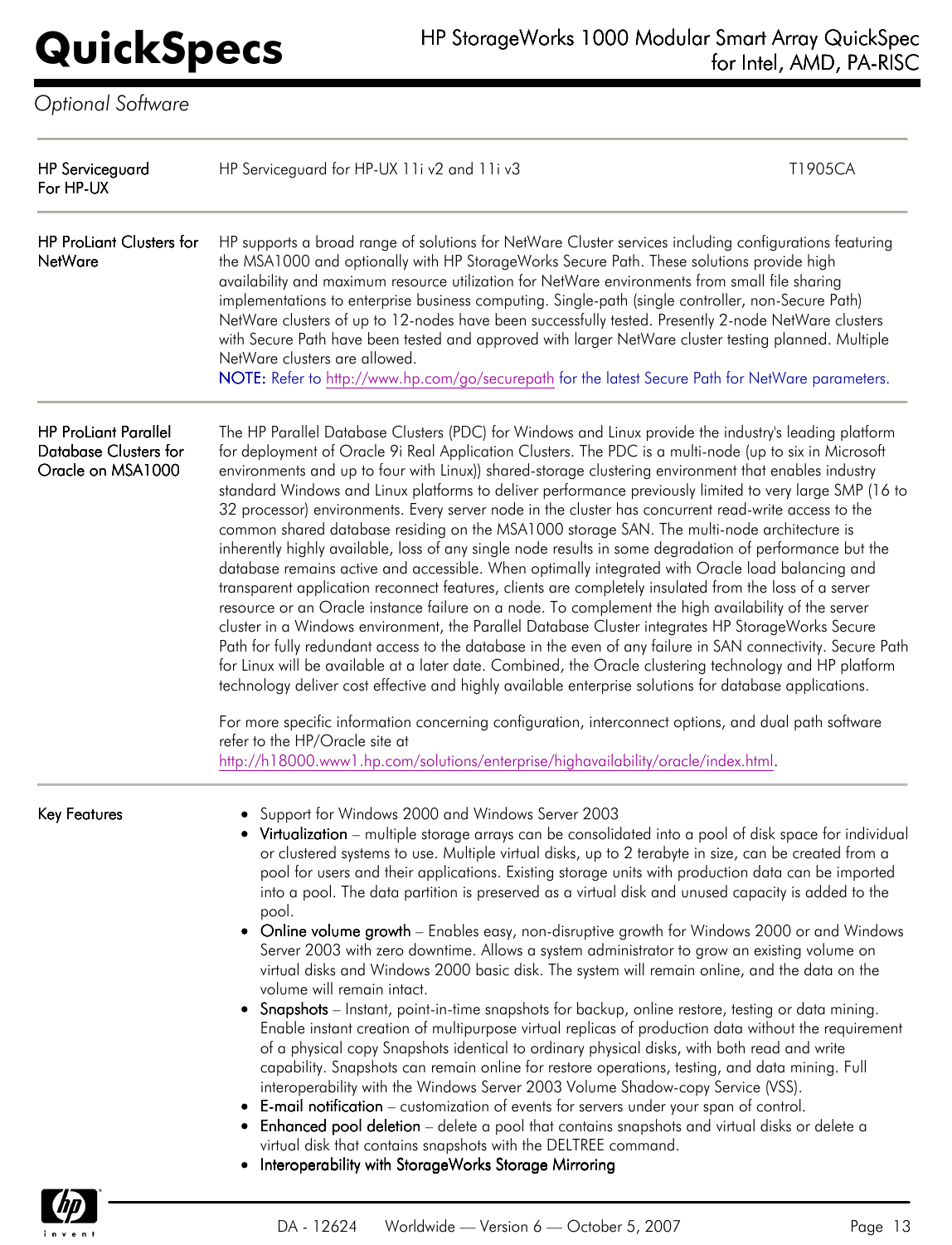*Optional Software*

| | | |
|---|---|---|
| HP Serviceguard For HP-UX | HP Serviceguard for HP-UX 11i v2 and 11i v3 | T1905CA |

**HP ProLiant Clusters for NetWare**

HP supports a broad range of solutions for NetWare Cluster services including configurations featuring the MSA1000 and optionally with HP StorageWorks Secure Path. These solutions provide high availability and maximum resource utilization for NetWare environments from small file sharing implementations to enterprise business computing. Single-path (single controller, non-Secure Path) NetWare clusters of up to 12-nodes have been successfully tested. Presently 2-node NetWare clusters with Secure Path have been tested and approved with larger NetWare cluster testing planned. Multiple NetWare clusters are allowed.

NOTE: Refer to http://www.hp.com/go/securepath for the latest Secure Path for NetWare parameters.

**HP ProLiant Parallel Database Clusters for Oracle on MSA1000**

The HP Parallel Database Clusters (PDC) for Windows and Linux provide the industry's leading platform for deployment of Oracle 9i Real Application Clusters. The PDC is a multi-node (up to six in Microsoft environments and up to four with Linux)) shared-storage clustering environment that enables industry standard Windows and Linux platforms to deliver performance previously limited to very large SMP (16 to 32 processor) environments. Every server node in the cluster has concurrent read-write access to the common shared database residing on the MSA1000 storage SAN. The multi-node architecture is inherently highly available, loss of any single node results in some degradation of performance but the database remains active and accessible. When optimally integrated with Oracle load balancing and transparent application reconnect features, clients are completely insulated from the loss of a server resource or an Oracle instance failure on a node. To complement the high availability of the server cluster in a Windows environment, the Parallel Database Cluster integrates HP StorageWorks Secure Path for fully redundant access to the database in the even of any failure in SAN connectivity. Secure Path for Linux will be available at a later date. Combined, the Oracle clustering technology and HP platform technology deliver cost effective and highly available enterprise solutions for database applications.

For more specific information concerning configuration, interconnect options, and dual path software refer to the HP/Oracle site at http://h18000.www1.hp.com/solutions/enterprise/highavailability/oracle/index.html.

**Key Features**

- Support for Windows 2000 and Windows Server 2003
- Virtualization – multiple storage arrays can be consolidated into a pool of disk space for individual or clustered systems to use. Multiple virtual disks, up to 2 terabyte in size, can be created from a pool for users and their applications. Existing storage units with production data can be imported into a pool. The data partition is preserved as a virtual disk and unused capacity is added to the pool.
- Online volume growth – Enables easy, non-disruptive growth for Windows 2000 or and Windows Server 2003 with zero downtime. Allows a system administrator to grow an existing volume on virtual disks and Windows 2000 basic disk. The system will remain online, and the data on the volume will remain intact.
- Snapshots – Instant, point-in-time snapshots for backup, online restore, testing or data mining. Enable instant creation of multipurpose virtual replicas of production data without the requirement of a physical copy Snapshots identical to ordinary physical disks, with both read and write capability. Snapshots can remain online for restore operations, testing, and data mining. Full interoperability with the Windows Server 2003 Volume Shadow-copy Service (VSS).
- E-mail notification – customization of events for servers under your span of control.
- Enhanced pool deletion – delete a pool that contains snapshots and virtual disks or delete a virtual disk that contains snapshots with the DELTREE command.
- Interoperability with StorageWorks Storage Mirroring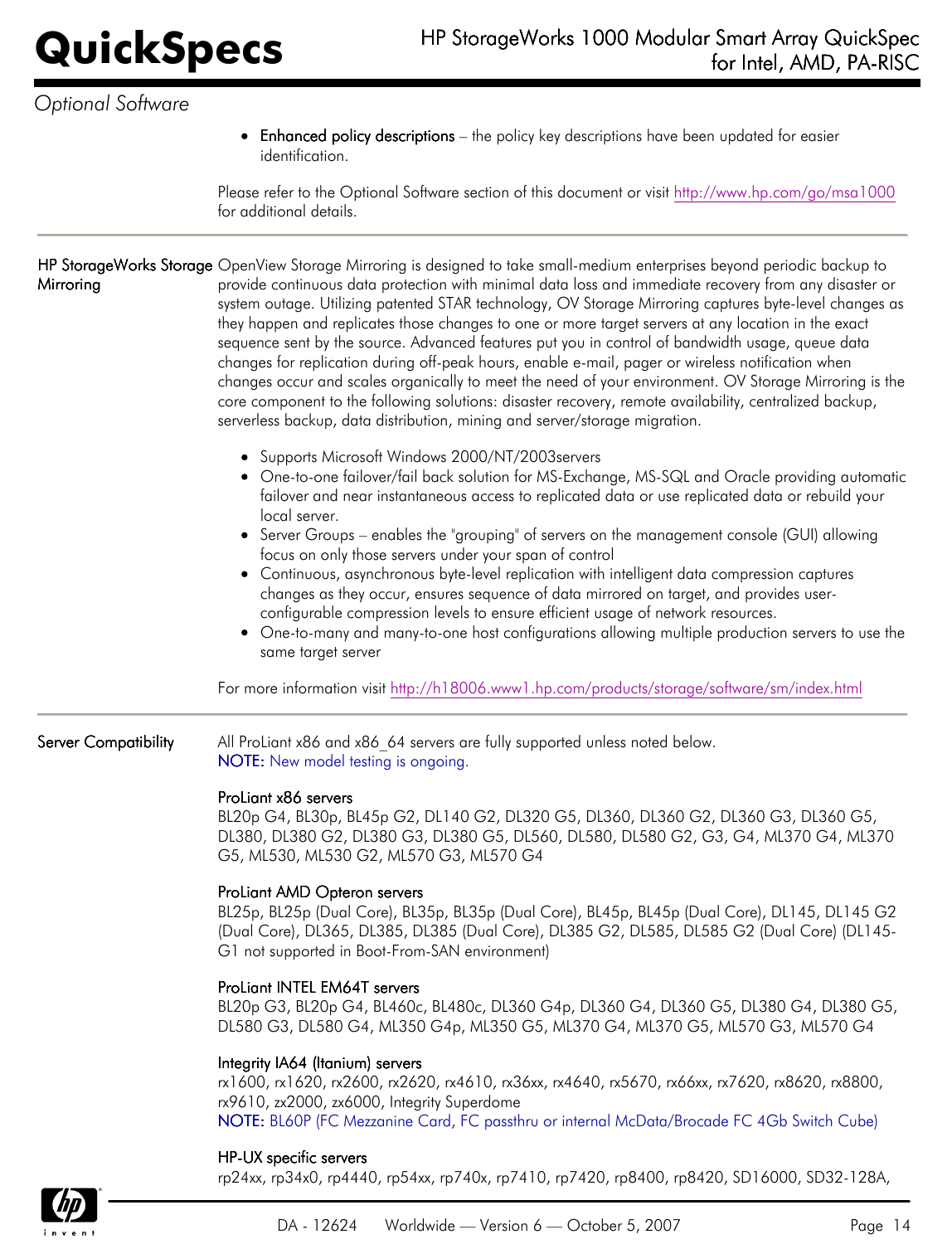*Optional Software*

- Enhanced policy descriptions – the policy key descriptions have been updated for easier identification.

Please refer to the Optional Software section of this document or visit http://www.hp.com/go/msa1000 for additional details.

## HP StorageWorks Storage Mirroring

OpenView Storage Mirroring is designed to take small-medium enterprises beyond periodic backup to provide continuous data protection with minimal data loss and immediate recovery from any disaster or system outage. Utilizing patented STAR technology, OV Storage Mirroring captures byte-level changes as they happen and replicates those changes to one or more target servers at any location in the exact sequence sent by the source. Advanced features put you in control of bandwidth usage, queue data changes for replication during off-peak hours, enable e-mail, pager or wireless notification when changes occur and scales organically to meet the need of your environment. OV Storage Mirroring is the core component to the following solutions: disaster recovery, remote availability, centralized backup, serverless backup, data distribution, mining and server/storage migration.

- Supports Microsoft Windows 2000/NT/2003servers
- One-to-one failover/fail back solution for MS-Exchange, MS-SQL and Oracle providing automatic failover and near instantaneous access to replicated data or use replicated data or rebuild your local server.
- Server Groups – enables the "grouping" of servers on the management console (GUI) allowing focus on only those servers under your span of control
- Continuous, asynchronous byte-level replication with intelligent data compression captures changes as they occur, ensures sequence of data mirrored on target, and provides user-configurable compression levels to ensure efficient usage of network resources.
- One-to-many and many-to-one host configurations allowing multiple production servers to use the same target server

For more information visit http://h18006.www1.hp.com/products/storage/software/sm/index.html

## Server Compatibility

All ProLiant x86 and x86_64 servers are fully supported unless noted below.
NOTE: New model testing is ongoing.

### ProLiant x86 servers

BL20p G4, BL30p, BL45p G2, DL140 G2, DL320 G5, DL360, DL360 G2, DL360 G3, DL360 G5, DL380, DL380 G2, DL380 G3, DL380 G5, DL560, DL580, DL580 G2, G3, G4, ML370 G4, ML370 G5, ML530, ML530 G2, ML570 G3, ML570 G4

### ProLiant AMD Opteron servers

BL25p, BL25p (Dual Core), BL35p, BL35p (Dual Core), BL45p, BL45p (Dual Core), DL145, DL145 G2 (Dual Core), DL365, DL385, DL385 (Dual Core), DL385 G2, DL585, DL585 G2 (Dual Core) (DL145-G1 not supported in Boot-From-SAN environment)

### ProLiant INTEL EM64T servers

BL20p G3, BL20p G4, BL460c, BL480c, DL360 G4p, DL360 G4, DL360 G5, DL380 G4, DL380 G5, DL580 G3, DL580 G4, ML350 G4p, ML350 G5, ML370 G4, ML370 G5, ML570 G3, ML570 G4

### Integrity IA64 (Itanium) servers

rx1600, rx1620, rx2600, rx2620, rx4610, rx36xx, rx4640, rx5670, rx66xx, rx7620, rx8620, rx8800, rx9610, zx2000, zx6000, Integrity Superdome
NOTE: BL60P (FC Mezzanine Card, FC passthru or internal McData/Brocade FC 4Gb Switch Cube)

### HP-UX specific servers

rp24xx, rp34x0, rp4440, rp54xx, rp740x, rp7410, rp7420, rp8400, rp8420, SD16000, SD32-128A,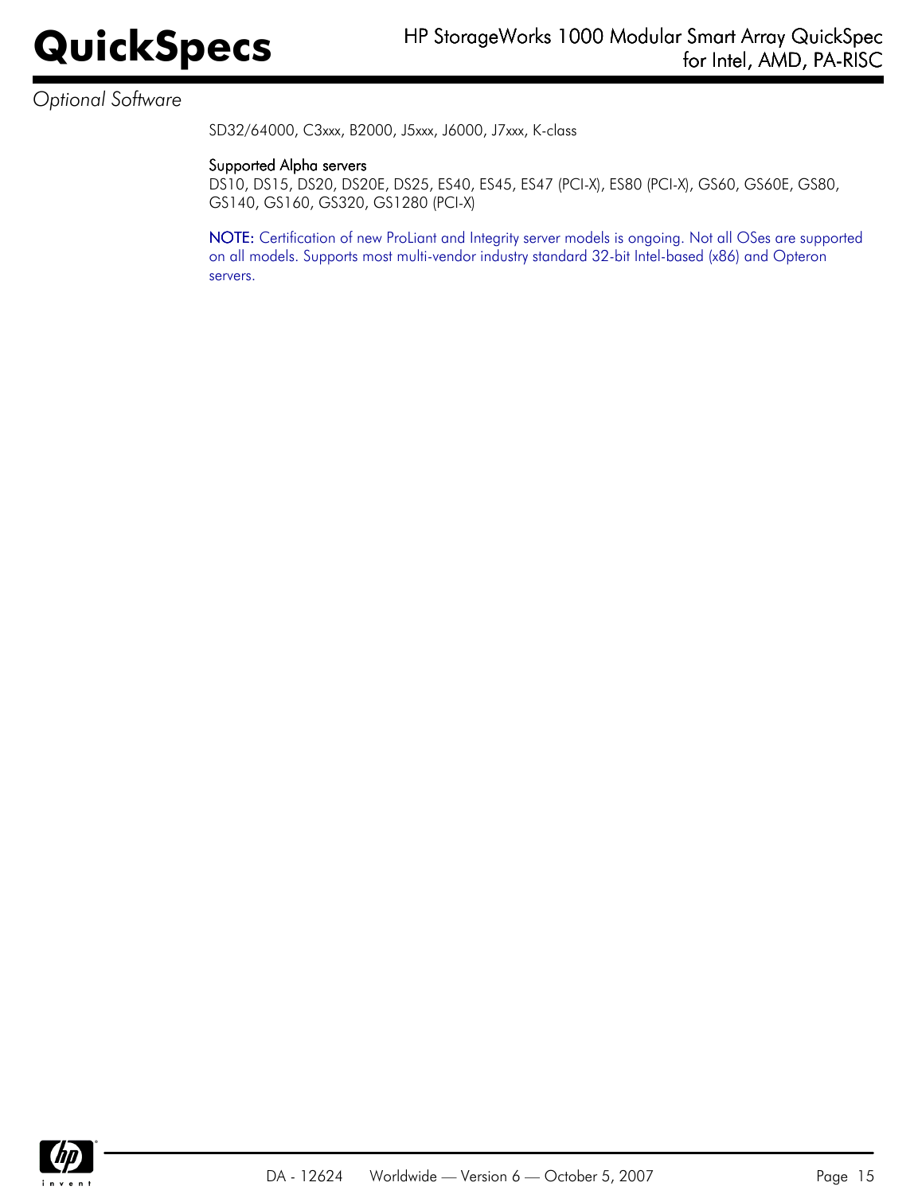*Optional Software*

SD32/64000, C3xxx, B2000, J5xxx, J6000, J7xxx, K-class

Supported Alpha servers

DS10, DS15, DS20, DS20E, DS25, ES40, ES45, ES47 (PCI-X), ES80 (PCI-X), GS60, GS60E, GS80, GS140, GS160, GS320, GS1280 (PCI-X)

NOTE: Certification of new ProLiant and Integrity server models is ongoing. Not all OSes are supported on all models. Supports most multi-vendor industry standard 32-bit Intel-based (x86) and Opteron servers.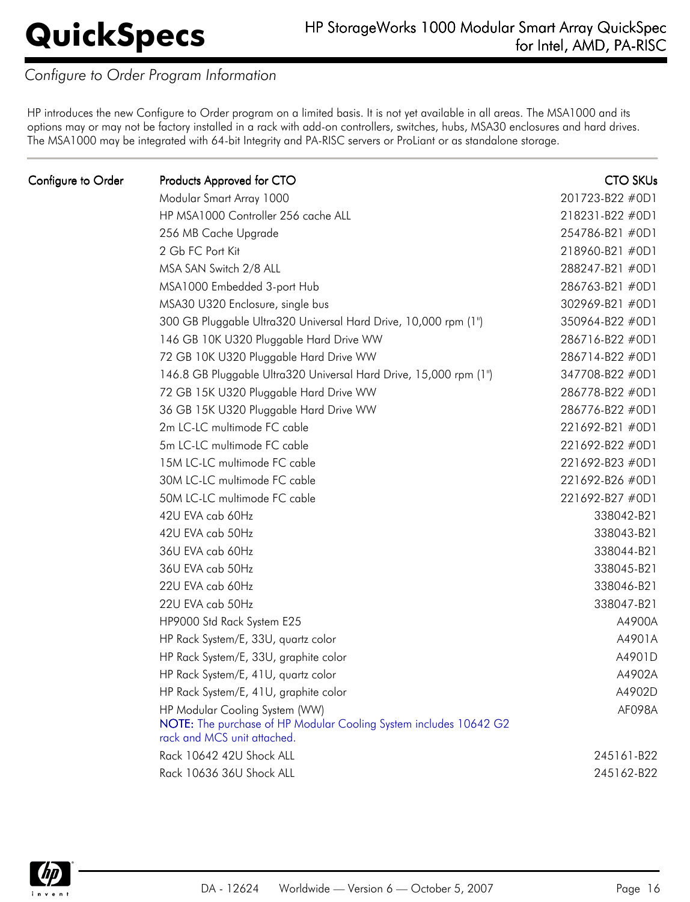## Configure to Order Program Information

HP introduces the new Configure to Order program on a limited basis. It is not yet available in all areas. The MSA1000 and its options may or may not be factory installed in a rack with add-on controllers, switches, hubs, MSA30 enclosures and hard drives. The MSA1000 may be integrated with 64-bit Integrity and PA-RISC servers or ProLiant or as standalone storage.

| Configure to Order | Products Approved for CTO | CTO SKUs |
|---|---|---|
| | Modular Smart Array 1000 | 201723-B22 #0D1 |
| | HP MSA1000 Controller 256 cache ALL | 218231-B22 #0D1 |
| | 256 MB Cache Upgrade | 254786-B21 #0D1 |
| | 2 Gb FC Port Kit | 218960-B21 #0D1 |
| | MSA SAN Switch 2/8 ALL | 288247-B21 #0D1 |
| | MSA1000 Embedded 3-port Hub | 286763-B21 #0D1 |
| | MSA30 U320 Enclosure, single bus | 302969-B21 #0D1 |
| | 300 GB Pluggable Ultra320 Universal Hard Drive, 10,000 rpm (1") | 350964-B22 #0D1 |
| | 146 GB 10K U320 Pluggable Hard Drive WW | 286716-B22 #0D1 |
| | 72 GB 10K U320 Pluggable Hard Drive WW | 286714-B22 #0D1 |
| | 146.8 GB Pluggable Ultra320 Universal Hard Drive, 15,000 rpm (1") | 347708-B22 #0D1 |
| | 72 GB 15K U320 Pluggable Hard Drive WW | 286778-B22 #0D1 |
| | 36 GB 15K U320 Pluggable Hard Drive WW | 286776-B22 #0D1 |
| | 2m LC-LC multimode FC cable | 221692-B21 #0D1 |
| | 5m LC-LC multimode FC cable | 221692-B22 #0D1 |
| | 15M LC-LC multimode FC cable | 221692-B23 #0D1 |
| | 30M LC-LC multimode FC cable | 221692-B26 #0D1 |
| | 50M LC-LC multimode FC cable | 221692-B27 #0D1 |
| | 42U EVA cab 60Hz | 338042-B21 |
| | 42U EVA cab 50Hz | 338043-B21 |
| | 36U EVA cab 60Hz | 338044-B21 |
| | 36U EVA cab 50Hz | 338045-B21 |
| | 22U EVA cab 60Hz | 338046-B21 |
| | 22U EVA cab 50Hz | 338047-B21 |
| | HP9000 Std Rack System E25 | A4900A |
| | HP Rack System/E, 33U, quartz color | A4901A |
| | HP Rack System/E, 33U, graphite color | A4901D |
| | HP Rack System/E, 41U, quartz color | A4902A |
| | HP Rack System/E, 41U, graphite color | A4902D |
| | HP Modular Cooling System (WW)<br>**NOTE:** The purchase of HP Modular Cooling System includes 10642 G2 rack and MCS unit attached. | AF098A |
| | Rack 10642 42U Shock ALL | 245161-B22 |
| | Rack 10636 36U Shock ALL | 245162-B22 |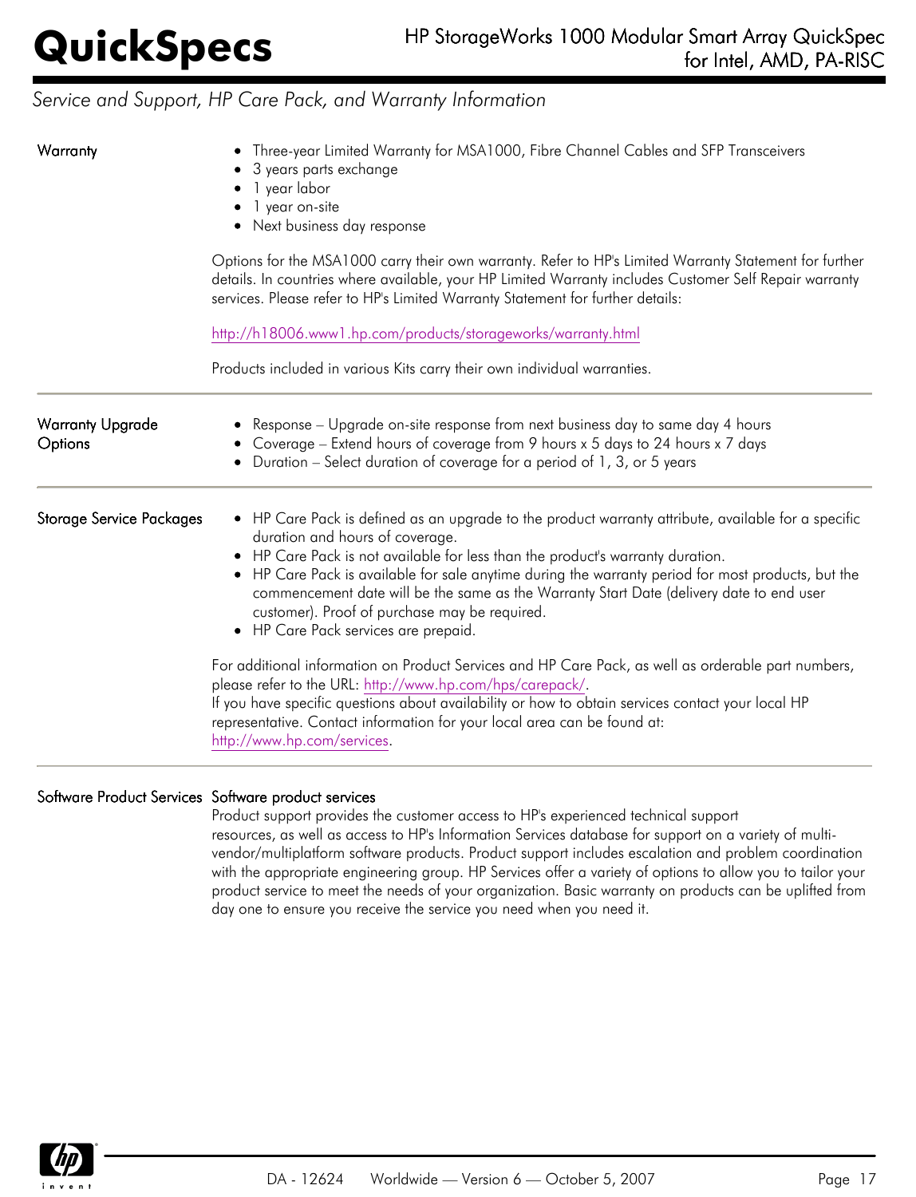## Service and Support, HP Care Pack, and Warranty Information

### Warranty

- Three-year Limited Warranty for MSA1000, Fibre Channel Cables and SFP Transceivers
- 3 years parts exchange
- 1 year labor
- 1 year on-site
- Next business day response

Options for the MSA1000 carry their own warranty. Refer to HP's Limited Warranty Statement for further details. In countries where available, your HP Limited Warranty includes Customer Self Repair warranty services. Please refer to HP's Limited Warranty Statement for further details:

http://h18006.www1.hp.com/products/storageworks/warranty.html

Products included in various Kits carry their own individual warranties.

### Warranty Upgrade Options

- Response – Upgrade on-site response from next business day to same day 4 hours
- Coverage – Extend hours of coverage from 9 hours x 5 days to 24 hours x 7 days
- Duration – Select duration of coverage for a period of 1, 3, or 5 years

### Storage Service Packages

- HP Care Pack is defined as an upgrade to the product warranty attribute, available for a specific duration and hours of coverage.
- HP Care Pack is not available for less than the product's warranty duration.
- HP Care Pack is available for sale anytime during the warranty period for most products, but the commencement date will be the same as the Warranty Start Date (delivery date to end user customer). Proof of purchase may be required.
- HP Care Pack services are prepaid.

For additional information on Product Services and HP Care Pack, as well as orderable part numbers, please refer to the URL: http://www.hp.com/hps/carepack/.
If you have specific questions about availability or how to obtain services contact your local HP representative. Contact information for your local area can be found at: http://www.hp.com/services.

### Software Product Services

Software product services

Product support provides the customer access to HP's experienced technical support resources, as well as access to HP's Information Services database for support on a variety of multi-vendor/multiplatform software products. Product support includes escalation and problem coordination with the appropriate engineering group. HP Services offer a variety of options to allow you to tailor your product service to meet the needs of your organization. Basic warranty on products can be uplifted from day one to ensure you receive the service you need when you need it.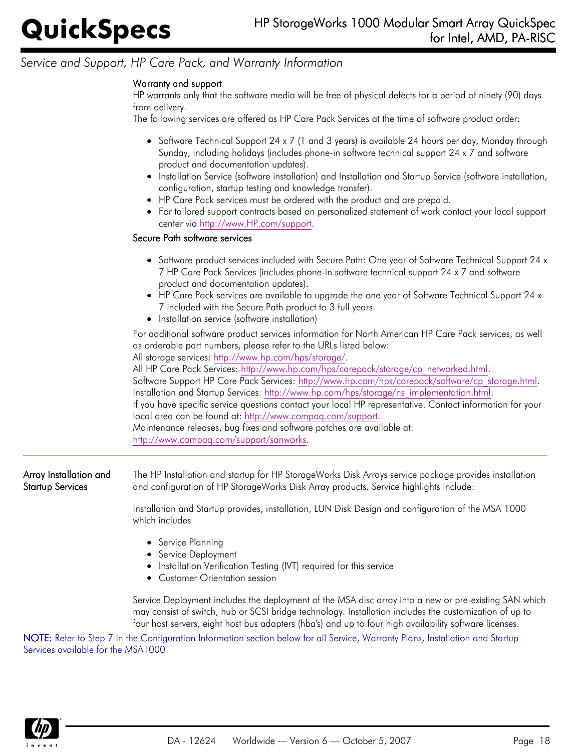## Service and Support, HP Care Pack, and Warranty Information

**Warranty and support**

HP warrants only that the software media will be free of physical defects for a period of ninety (90) days from delivery.

The following services are offered as HP Care Pack Services at the time of software product order:

- Software Technical Support 24 x 7 (1 and 3 years) is available 24 hours per day, Monday through Sunday, including holidays (includes phone-in software technical support 24 x 7 and software product and documentation updates).
- Installation Service (software installation) and Installation and Startup Service (software installation, configuration, startup testing and knowledge transfer).
- HP Care Pack services must be ordered with the product and are prepaid.
- For tailored support contracts based on personalized statement of work contact your local support center via http://www.HP.com/support.

**Secure Path software services**

- Software product services included with Secure Path: One year of Software Technical Support 24 x 7 HP Care Pack Services (includes phone-in software technical support 24 x 7 and software product and documentation updates).
- HP Care Pack services are available to upgrade the one year of Software Technical Support 24 x 7 included with the Secure Path product to 3 full years.
- Installation service (software installation)

For additional software product services information for North American HP Care Pack services, as well as orderable part numbers, please refer to the URLs listed below:
All storage services: http://www.hp.com/hps/storage/.
All HP Care Pack Services: http://www.hp.com/hps/carepack/storage/cp_networked.html.
Software Support HP Care Pack Services: http://www.hp.com/hps/carepack/software/cp_storage.html.
Installation and Startup Services: http://www.hp.com/hps/storage/ns_implementation.html.
If you have specific service questions contact your local HP representative. Contact information for your local area can be found at: http://www.compaq.com/support.
Maintenance releases, bug fixes and software patches are available at:
http://www.compaq.com/support/sanworks.

---

**Array Installation and Startup Services**

The HP Installation and startup for HP StorageWorks Disk Arrays service package provides installation and configuration of HP StorageWorks Disk Array products. Service highlights include:

Installation and Startup provides, installation, LUN Disk Design and configuration of the MSA 1000 which includes

- Service Planning
- Service Deployment
- Installation Verification Testing (IVT) required for this service
- Customer Orientation session

Service Deployment includes the deployment of the MSA disc array into a new or pre-existing SAN which may consist of switch, hub or SCSI bridge technology. Installation includes the customization of up to four host servers, eight host bus adapters (hba's) and up to four high availability software licenses.

NOTE: Refer to Step 7 in the Configuration Information section below for all Service, Warranty Plans, Installation and Startup Services available for the MSA1000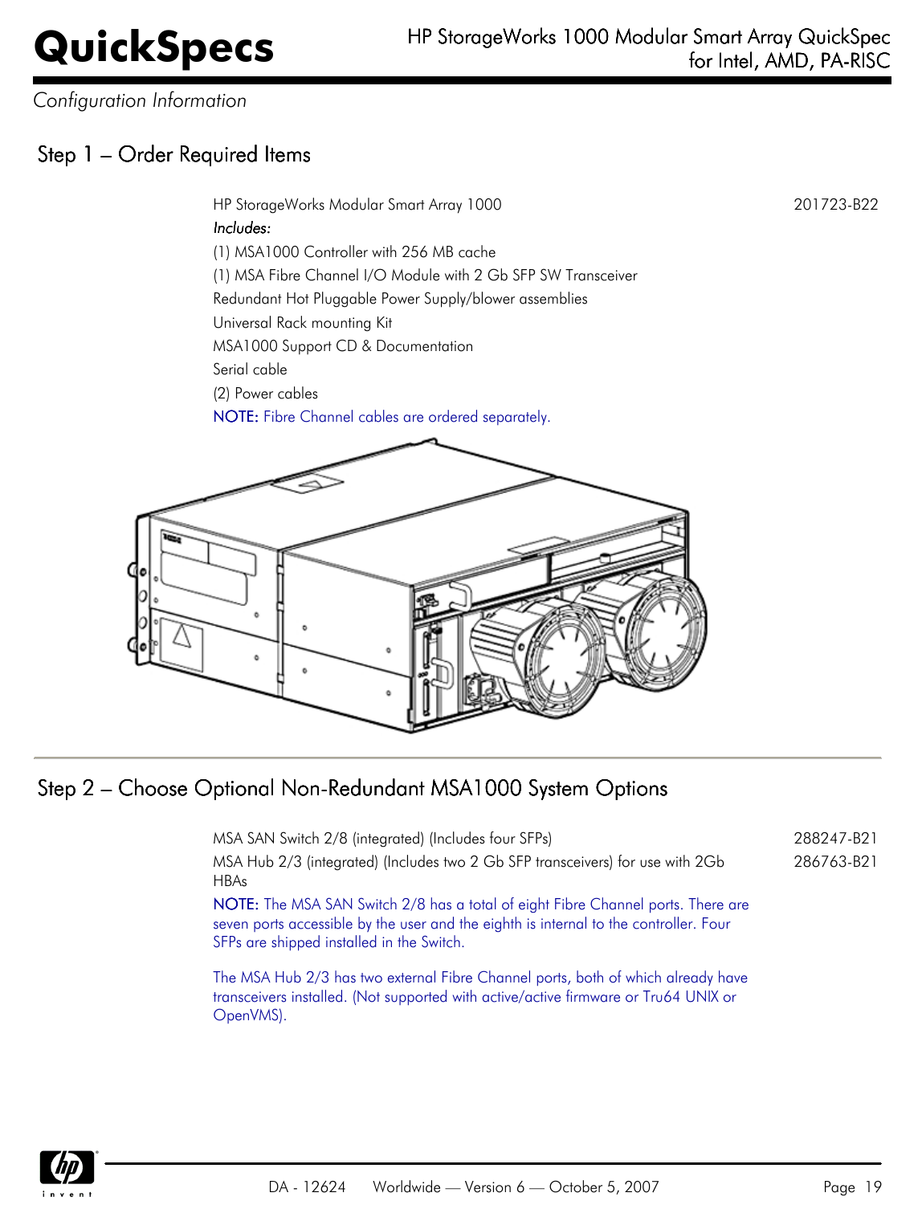*Configuration Information*

## Step 1 – Order Required Items

| | |
|---|---|
| HP StorageWorks Modular Smart Array 1000 | 201723-B22 |

*Includes:*

(1) MSA1000 Controller with 256 MB cache

(1) MSA Fibre Channel I/O Module with 2 Gb SFP SW Transceiver

Redundant Hot Pluggable Power Supply/blower assemblies

Universal Rack mounting Kit

MSA1000 Support CD & Documentation

Serial cable

(2) Power cables

NOTE: Fibre Channel cables are ordered separately.

## Step 2 – Choose Optional Non-Redundant MSA1000 System Options

| | |
|---|---|
| MSA SAN Switch 2/8 (integrated) (Includes four SFPs) | 288247-B21 |
| MSA Hub 2/3 (integrated) (Includes two 2 Gb SFP transceivers) for use with 2Gb HBAs | 286763-B21 |

NOTE: The MSA SAN Switch 2/8 has a total of eight Fibre Channel ports. There are seven ports accessible by the user and the eighth is internal to the controller. Four SFPs are shipped installed in the Switch.

The MSA Hub 2/3 has two external Fibre Channel ports, both of which already have transceivers installed. (Not supported with active/active firmware or Tru64 UNIX or OpenVMS).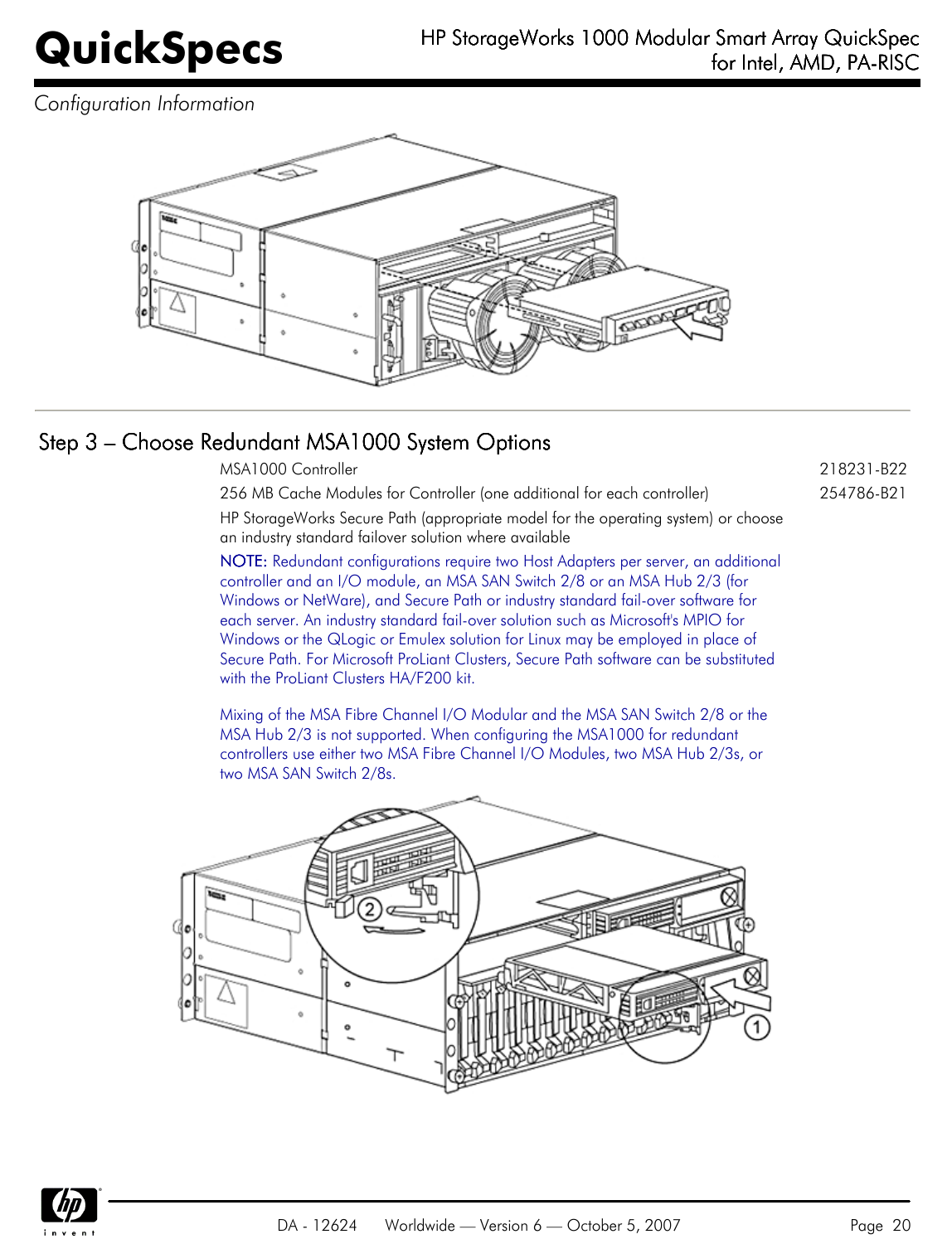*Configuration Information*

## Step 3 – Choose Redundant MSA1000 System Options

| | |
|---|---|
| MSA1000 Controller | 218231-B22 |
| 256 MB Cache Modules for Controller (one additional for each controller) | 254786-B21 |
| HP StorageWorks Secure Path (appropriate model for the operating system) or choose an industry standard failover solution where available | |

**NOTE:** Redundant configurations require two Host Adapters per server, an additional controller and an I/O module, an MSA SAN Switch 2/8 or an MSA Hub 2/3 (for Windows or NetWare), and Secure Path or industry standard fail-over software for each server. An industry standard fail-over solution such as Microsoft's MPIO for Windows or the QLogic or Emulex solution for Linux may be employed in place of Secure Path. For Microsoft ProLiant Clusters, Secure Path software can be substituted with the ProLiant Clusters HA/F200 kit.

Mixing of the MSA Fibre Channel I/O Modular and the MSA SAN Switch 2/8 or the MSA Hub 2/3 is not supported. When configuring the MSA1000 for redundant controllers use either two MSA Fibre Channel I/O Modules, two MSA Hub 2/3s, or two MSA SAN Switch 2/8s.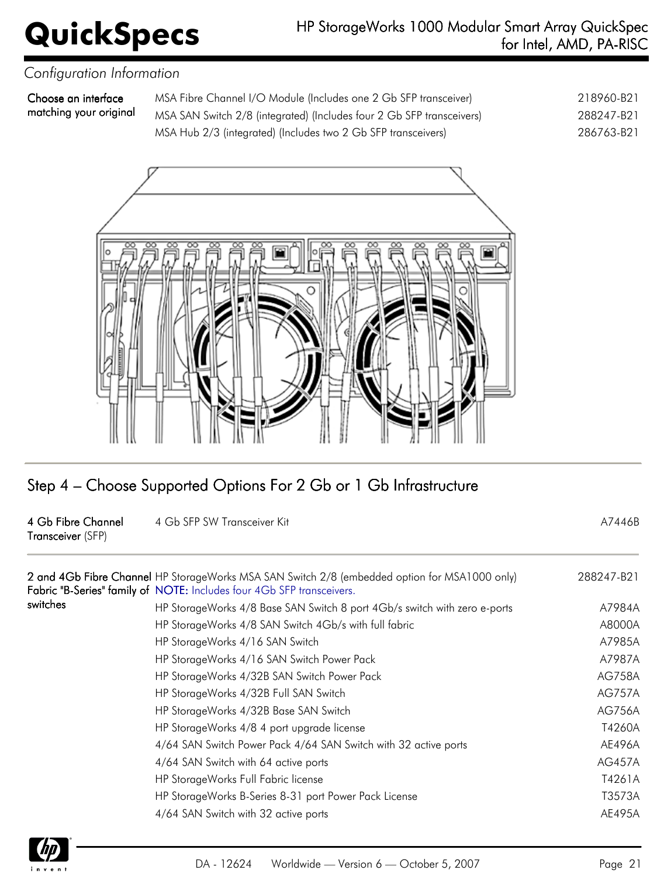*Configuration Information*

| | | |
|---|---|---|
| Choose an interface matching your original | MSA Fibre Channel I/O Module (Includes one 2 Gb SFP transceiver) | 218960-B21 |
| | MSA SAN Switch 2/8 (integrated) (Includes four 2 Gb SFP transceivers) | 288247-B21 |
| | MSA Hub 2/3 (integrated) (Includes two 2 Gb SFP transceivers) | 286763-B21 |

## Step 4 – Choose Supported Options For 2 Gb or 1 Gb Infrastructure

| | | |
|---|---|---|
| 4 Gb Fibre Channel Transceiver (SFP) | 4 Gb SFP SW Transceiver Kit | A7446B |

| | | |
|---|---|---|
| 2 and 4Gb Fibre Channel Fabric "B-Series" family of switches | HP StorageWorks MSA SAN Switch 2/8 (embedded option for MSA1000 only) NOTE: Includes four 4Gb SFP transceivers. | 288247-B21 |
| | HP StorageWorks 4/8 Base SAN Switch 8 port 4Gb/s switch with zero e-ports | A7984A |
| | HP StorageWorks 4/8 SAN Switch 4Gb/s with full fabric | A8000A |
| | HP StorageWorks 4/16 SAN Switch | A7985A |
| | HP StorageWorks 4/16 SAN Switch Power Pack | A7987A |
| | HP StorageWorks 4/32B SAN Switch Power Pack | AG758A |
| | HP StorageWorks 4/32B Full SAN Switch | AG757A |
| | HP StorageWorks 4/32B Base SAN Switch | AG756A |
| | HP StorageWorks 4/8 4 port upgrade license | T4260A |
| | 4/64 SAN Switch Power Pack 4/64 SAN Switch with 32 active ports | AE496A |
| | 4/64 SAN Switch with 64 active ports | AG457A |
| | HP StorageWorks Full Fabric license | T4261A |
| | HP StorageWorks B-Series 8-31 port Power Pack License | T3573A |
| | 4/64 SAN Switch with 32 active ports | AE495A |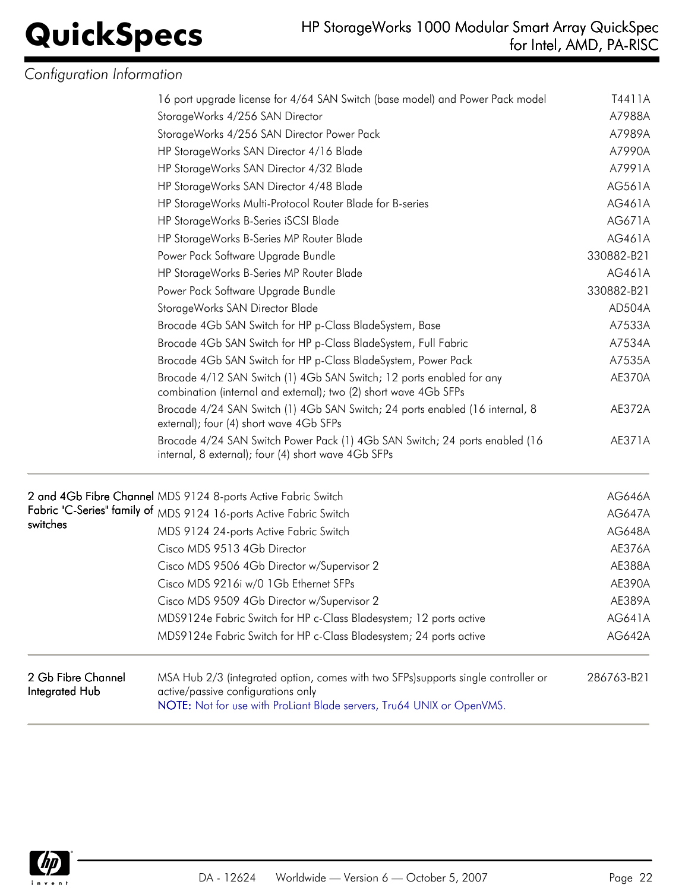*Configuration Information*

| | | |
|---|---|---|
| | 16 port upgrade license for 4/64 SAN Switch (base model) and Power Pack model | T4411A |
| | StorageWorks 4/256 SAN Director | A7988A |
| | StorageWorks 4/256 SAN Director Power Pack | A7989A |
| | HP StorageWorks SAN Director 4/16 Blade | A7990A |
| | HP StorageWorks SAN Director 4/32 Blade | A7991A |
| | HP StorageWorks SAN Director 4/48 Blade | AG561A |
| | HP StorageWorks Multi-Protocol Router Blade for B-series | AG461A |
| | HP StorageWorks B-Series iSCSI Blade | AG671A |
| | HP StorageWorks B-Series MP Router Blade | AG461A |
| | Power Pack Software Upgrade Bundle | 330882-B21 |
| | HP StorageWorks B-Series MP Router Blade | AG461A |
| | Power Pack Software Upgrade Bundle | 330882-B21 |
| | StorageWorks SAN Director Blade | AD504A |
| | Brocade 4Gb SAN Switch for HP p-Class BladeSystem, Base | A7533A |
| | Brocade 4Gb SAN Switch for HP p-Class BladeSystem, Full Fabric | A7534A |
| | Brocade 4Gb SAN Switch for HP p-Class BladeSystem, Power Pack | A7535A |
| | Brocade 4/12 SAN Switch (1) 4Gb SAN Switch; 12 ports enabled for any combination (internal and external); two (2) short wave 4Gb SFPs | AE370A |
| | Brocade 4/24 SAN Switch (1) 4Gb SAN Switch; 24 ports enabled (16 internal, 8 external); four (4) short wave 4Gb SFPs | AE372A |
| | Brocade 4/24 SAN Switch Power Pack (1) 4Gb SAN Switch; 24 ports enabled (16 internal, 8 external); four (4) short wave 4Gb SFPs | AE371A |
| **2 and 4Gb Fibre Channel Fabric "C-Series" family of switches** | MDS 9124 8-ports Active Fabric Switch | AG646A |
| | MDS 9124 16-ports Active Fabric Switch | AG647A |
| | MDS 9124 24-ports Active Fabric Switch | AG648A |
| | Cisco MDS 9513 4Gb Director | AE376A |
| | Cisco MDS 9506 4Gb Director w/Supervisor 2 | AE388A |
| | Cisco MDS 9216i w/0 1Gb Ethernet SFPs | AE390A |
| | Cisco MDS 9509 4Gb Director w/Supervisor 2 | AE389A |
| | MDS9124e Fabric Switch for HP c-Class Bladesystem; 12 ports active | AG641A |
| | MDS9124e Fabric Switch for HP c-Class Bladesystem; 24 ports active | AG642A |
| **2 Gb Fibre Channel Integrated Hub** | MSA Hub 2/3 (integrated option, comes with two SFPs)supports single controller or active/passive configurations only<br>**NOTE:** Not for use with ProLiant Blade servers, Tru64 UNIX or OpenVMS. | 286763-B21 |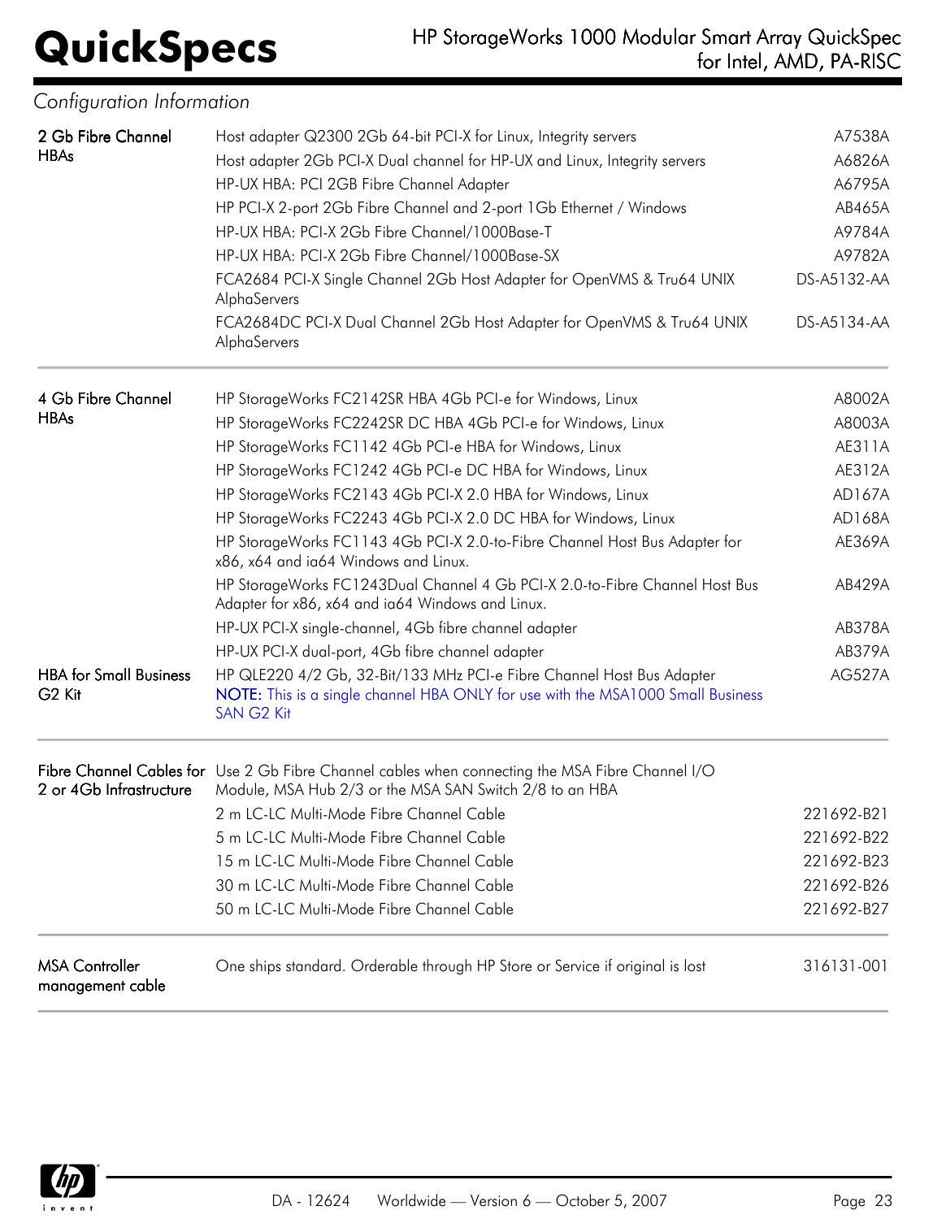*Configuration Information*

| Category | Description | Part Number |
|---|---|---|
| 2 Gb Fibre Channel HBAs | Host adapter Q2300 2Gb 64-bit PCI-X for Linux, Integrity servers | A7538A |
| | Host adapter 2Gb PCI-X Dual channel for HP-UX and Linux, Integrity servers | A6826A |
| | HP-UX HBA: PCI 2GB Fibre Channel Adapter | A6795A |
| | HP PCI-X 2-port 2Gb Fibre Channel and 2-port 1Gb Ethernet / Windows | AB465A |
| | HP-UX HBA: PCI-X 2Gb Fibre Channel/1000Base-T | A9784A |
| | HP-UX HBA: PCI-X 2Gb Fibre Channel/1000Base-SX | A9782A |
| | FCA2684 PCI-X Single Channel 2Gb Host Adapter for OpenVMS & Tru64 UNIX AlphaServers | DS-A5132-AA |
| | FCA2684DC PCI-X Dual Channel 2Gb Host Adapter for OpenVMS & Tru64 UNIX AlphaServers | DS-A5134-AA |
| 4 Gb Fibre Channel HBAs | HP StorageWorks FC2142SR HBA 4Gb PCI-e for Windows, Linux | A8002A |
| | HP StorageWorks FC2242SR DC HBA 4Gb PCI-e for Windows, Linux | A8003A |
| | HP StorageWorks FC1142 4Gb PCI-e HBA for Windows, Linux | AE311A |
| | HP StorageWorks FC1242 4Gb PCI-e DC HBA for Windows, Linux | AE312A |
| | HP StorageWorks FC2143 4Gb PCI-X 2.0 HBA for Windows, Linux | AD167A |
| | HP StorageWorks FC2243 4Gb PCI-X 2.0 DC HBA for Windows, Linux | AD168A |
| | HP StorageWorks FC1143 4Gb PCI-X 2.0-to-Fibre Channel Host Bus Adapter for x86, x64 and ia64 Windows and Linux. | AE369A |
| | HP StorageWorks FC1243Dual Channel 4 Gb PCI-X 2.0-to-Fibre Channel Host Bus Adapter for x86, x64 and ia64 Windows and Linux. | AB429A |
| | HP-UX PCI-X single-channel, 4Gb fibre channel adapter | AB378A |
| | HP-UX PCI-X dual-port, 4Gb fibre channel adapter | AB379A |
| HBA for Small Business G2 Kit | HP QLE220 4/2 Gb, 32-Bit/133 MHz PCI-e Fibre Channel Host Bus Adapter<br>NOTE: This is a single channel HBA ONLY for use with the MSA1000 Small Business SAN G2 Kit | AG527A |
| Fibre Channel Cables for 2 or 4Gb Infrastructure | Use 2 Gb Fibre Channel cables when connecting the MSA Fibre Channel I/O Module, MSA Hub 2/3 or the MSA SAN Switch 2/8 to an HBA | |
| | 2 m LC-LC Multi-Mode Fibre Channel Cable | 221692-B21 |
| | 5 m LC-LC Multi-Mode Fibre Channel Cable | 221692-B22 |
| | 15 m LC-LC Multi-Mode Fibre Channel Cable | 221692-B23 |
| | 30 m LC-LC Multi-Mode Fibre Channel Cable | 221692-B26 |
| | 50 m LC-LC Multi-Mode Fibre Channel Cable | 221692-B27 |
| MSA Controller management cable | One ships standard. Orderable through HP Store or Service if original is lost | 316131-001 |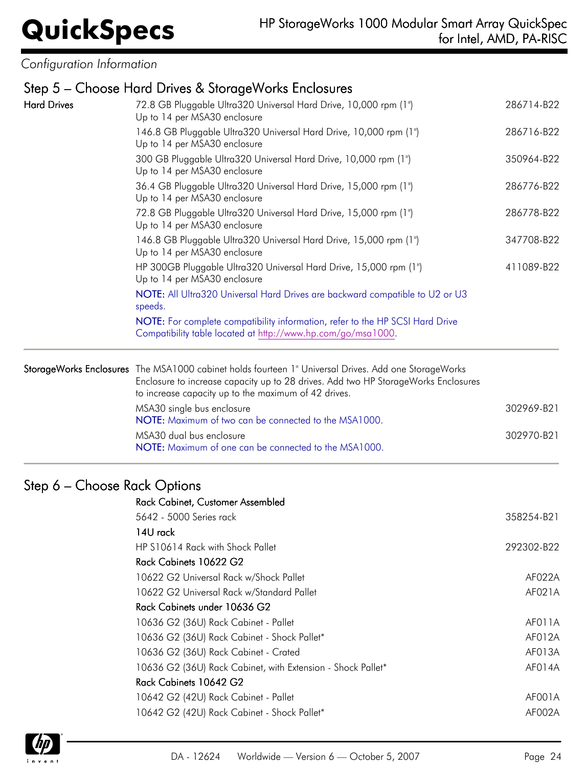*Configuration Information*

## Step 5 – Choose Hard Drives & StorageWorks Enclosures

**Hard Drives**

| Description | Part Number |
|---|---|
| 72.8 GB Pluggable Ultra320 Universal Hard Drive, 10,000 rpm (1") Up to 14 per MSA30 enclosure | 286714-B22 |
| 146.8 GB Pluggable Ultra320 Universal Hard Drive, 10,000 rpm (1") Up to 14 per MSA30 enclosure | 286716-B22 |
| 300 GB Pluggable Ultra320 Universal Hard Drive, 10,000 rpm (1") Up to 14 per MSA30 enclosure | 350964-B22 |
| 36.4 GB Pluggable Ultra320 Universal Hard Drive, 15,000 rpm (1") Up to 14 per MSA30 enclosure | 286776-B22 |
| 72.8 GB Pluggable Ultra320 Universal Hard Drive, 15,000 rpm (1") Up to 14 per MSA30 enclosure | 286778-B22 |
| 146.8 GB Pluggable Ultra320 Universal Hard Drive, 15,000 rpm (1") Up to 14 per MSA30 enclosure | 347708-B22 |
| HP 300GB Pluggable Ultra320 Universal Hard Drive, 15,000 rpm (1") Up to 14 per MSA30 enclosure | 411089-B22 |

**NOTE:** All Ultra320 Universal Hard Drives are backward compatible to U2 or U3 speeds.

**NOTE:** For complete compatibility information, refer to the HP SCSI Hard Drive Compatibility table located at http://www.hp.com/go/msa1000.

**StorageWorks Enclosures**

The MSA1000 cabinet holds fourteen 1" Universal Drives. Add one StorageWorks Enclosure to increase capacity up to 28 drives. Add two HP StorageWorks Enclosures to increase capacity up to the maximum of 42 drives.

| Description | Part Number |
|---|---|
| MSA30 single bus enclosure<br>**NOTE:** Maximum of two can be connected to the MSA1000. | 302969-B21 |
| MSA30 dual bus enclosure<br>**NOTE:** Maximum of one can be connected to the MSA1000. | 302970-B21 |

## Step 6 – Choose Rack Options

| Description | Part Number |
|---|---|
| **Rack Cabinet, Customer Assembled** | |
| 5642 - 5000 Series rack | 358254-B21 |
| **14U rack** | |
| HP S10614 Rack with Shock Pallet | 292302-B22 |
| **Rack Cabinets 10622 G2** | |
| 10622 G2 Universal Rack w/Shock Pallet | AF022A |
| 10622 G2 Universal Rack w/Standard Pallet | AF021A |
| **Rack Cabinets under 10636 G2** | |
| 10636 G2 (36U) Rack Cabinet - Pallet | AF011A |
| 10636 G2 (36U) Rack Cabinet - Shock Pallet* | AF012A |
| 10636 G2 (36U) Rack Cabinet - Crated | AF013A |
| 10636 G2 (36U) Rack Cabinet, with Extension - Shock Pallet* | AF014A |
| **Rack Cabinets 10642 G2** | |
| 10642 G2 (42U) Rack Cabinet - Pallet | AF001A |
| 10642 G2 (42U) Rack Cabinet - Shock Pallet* | AF002A |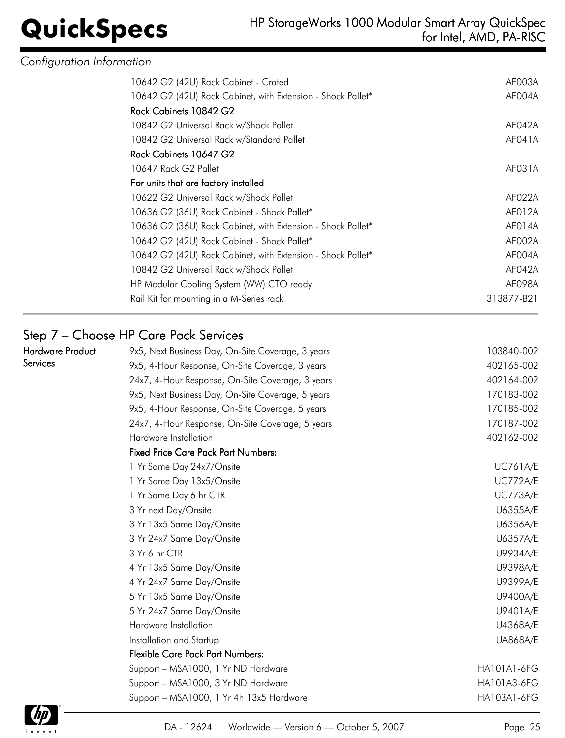*Configuration Information*

| | |
|---|---|
| 10642 G2 (42U) Rack Cabinet - Crated | AF003A |
| 10642 G2 (42U) Rack Cabinet, with Extension - Shock Pallet* | AF004A |
| **Rack Cabinets 10842 G2** | |
| 10842 G2 Universal Rack w/Shock Pallet | AF042A |
| 10842 G2 Universal Rack w/Standard Pallet | AF041A |
| **Rack Cabinets 10647 G2** | |
| 10647 Rack G2 Pallet | AF031A |
| **For units that are factory installed** | |
| 10622 G2 Universal Rack w/Shock Pallet | AF022A |
| 10636 G2 (36U) Rack Cabinet - Shock Pallet* | AF012A |
| 10636 G2 (36U) Rack Cabinet, with Extension - Shock Pallet* | AF014A |
| 10642 G2 (42U) Rack Cabinet - Shock Pallet* | AF002A |
| 10642 G2 (42U) Rack Cabinet, with Extension - Shock Pallet* | AF004A |
| 10842 G2 Universal Rack w/Shock Pallet | AF042A |
| HP Modular Cooling System (WW) CTO ready | AF098A |
| Rail Kit for mounting in a M-Series rack | 313877-B21 |

## Step 7 – Choose HP Care Pack Services

**Hardware Product Services**

| | |
|---|---|
| 9x5, Next Business Day, On-Site Coverage, 3 years | 103840-002 |
| 9x5, 4-Hour Response, On-Site Coverage, 3 years | 402165-002 |
| 24x7, 4-Hour Response, On-Site Coverage, 3 years | 402164-002 |
| 9x5, Next Business Day, On-Site Coverage, 5 years | 170183-002 |
| 9x5, 4-Hour Response, On-Site Coverage, 5 years | 170185-002 |
| 24x7, 4-Hour Response, On-Site Coverage, 5 years | 170187-002 |
| Hardware Installation | 402162-002 |
| **Fixed Price Care Pack Part Numbers:** | |
| 1 Yr Same Day 24x7/Onsite | UC761A/E |
| 1 Yr Same Day 13x5/Onsite | UC772A/E |
| 1 Yr Same Day 6 hr CTR | UC773A/E |
| 3 Yr next Day/Onsite | U6355A/E |
| 3 Yr 13x5 Same Day/Onsite | U6356A/E |
| 3 Yr 24x7 Same Day/Onsite | U6357A/E |
| 3 Yr 6 hr CTR | U9934A/E |
| 4 Yr 13x5 Same Day/Onsite | U9398A/E |
| 4 Yr 24x7 Same Day/Onsite | U9399A/E |
| 5 Yr 13x5 Same Day/Onsite | U9400A/E |
| 5 Yr 24x7 Same Day/Onsite | U9401A/E |
| Hardware Installation | U4368A/E |
| Installation and Startup | UA868A/E |
| **Flexible Care Pack Part Numbers:** | |
| Support – MSA1000, 1 Yr ND Hardware | HA101A1-6FG |
| Support – MSA1000, 3 Yr ND Hardware | HA101A3-6FG |
| Support – MSA1000, 1 Yr 4h 13x5 Hardware | HA103A1-6FG |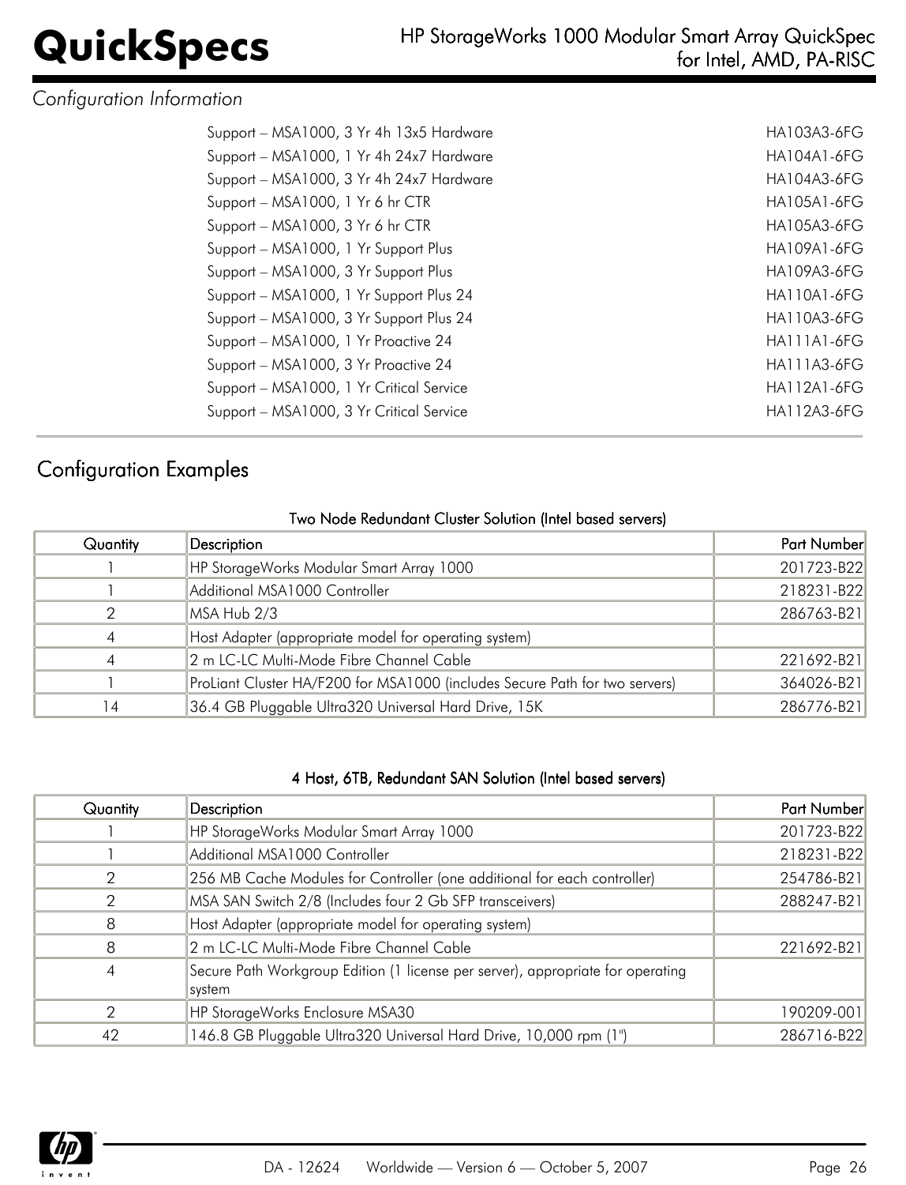*Configuration Information*

| | |
|---|---|
| Support – MSA1000, 3 Yr 4h 13x5 Hardware | HA103A3-6FG |
| Support – MSA1000, 1 Yr 4h 24x7 Hardware | HA104A1-6FG |
| Support – MSA1000, 3 Yr 4h 24x7 Hardware | HA104A3-6FG |
| Support – MSA1000, 1 Yr 6 hr CTR | HA105A1-6FG |
| Support – MSA1000, 3 Yr 6 hr CTR | HA105A3-6FG |
| Support – MSA1000, 1 Yr Support Plus | HA109A1-6FG |
| Support – MSA1000, 3 Yr Support Plus | HA109A3-6FG |
| Support – MSA1000, 1 Yr Support Plus 24 | HA110A1-6FG |
| Support – MSA1000, 3 Yr Support Plus 24 | HA110A3-6FG |
| Support – MSA1000, 1 Yr Proactive 24 | HA111A1-6FG |
| Support – MSA1000, 3 Yr Proactive 24 | HA111A3-6FG |
| Support – MSA1000, 1 Yr Critical Service | HA112A1-6FG |
| Support – MSA1000, 3 Yr Critical Service | HA112A3-6FG |

## Configuration Examples

**Two Node Redundant Cluster Solution (Intel based servers)**

| Quantity | Description | Part Number |
|---|---|---|
| 1 | HP StorageWorks Modular Smart Array 1000 | 201723-B22 |
| 1 | Additional MSA1000 Controller | 218231-B22 |
| 2 | MSA Hub 2/3 | 286763-B21 |
| 4 | Host Adapter (appropriate model for operating system) | |
| 4 | 2 m LC-LC Multi-Mode Fibre Channel Cable | 221692-B21 |
| 1 | ProLiant Cluster HA/F200 for MSA1000 (includes Secure Path for two servers) | 364026-B21 |
| 14 | 36.4 GB Pluggable Ultra320 Universal Hard Drive, 15K | 286776-B21 |

**4 Host, 6TB, Redundant SAN Solution (Intel based servers)**

| Quantity | Description | Part Number |
|---|---|---|
| 1 | HP StorageWorks Modular Smart Array 1000 | 201723-B22 |
| 1 | Additional MSA1000 Controller | 218231-B22 |
| 2 | 256 MB Cache Modules for Controller (one additional for each controller) | 254786-B21 |
| 2 | MSA SAN Switch 2/8 (Includes four 2 Gb SFP transceivers) | 288247-B21 |
| 8 | Host Adapter (appropriate model for operating system) | |
| 8 | 2 m LC-LC Multi-Mode Fibre Channel Cable | 221692-B21 |
| 4 | Secure Path Workgroup Edition (1 license per server), appropriate for operating system | |
| 2 | HP StorageWorks Enclosure MSA30 | 190209-001 |
| 42 | 146.8 GB Pluggable Ultra320 Universal Hard Drive, 10,000 rpm (1") | 286716-B22 |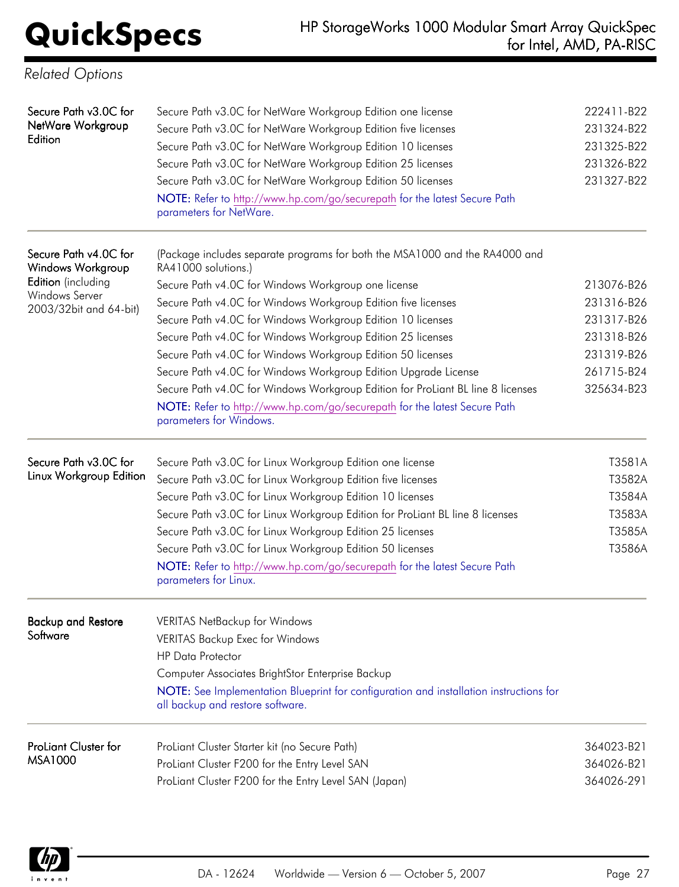## Related Options

| | | |
|---|---|---|
| **Secure Path v3.0C for NetWare Workgroup Edition** | Secure Path v3.0C for NetWare Workgroup Edition one license | 222411-B22 |
| | Secure Path v3.0C for NetWare Workgroup Edition five licenses | 231324-B22 |
| | Secure Path v3.0C for NetWare Workgroup Edition 10 licenses | 231325-B22 |
| | Secure Path v3.0C for NetWare Workgroup Edition 25 licenses | 231326-B22 |
| | Secure Path v3.0C for NetWare Workgroup Edition 50 licenses | 231327-B22 |
| | **NOTE:** Refer to http://www.hp.com/go/securepath for the latest Secure Path parameters for NetWare. | |
| **Secure Path v4.0C for Windows Workgroup Edition** (including Windows Server 2003/32bit and 64-bit) | (Package includes separate programs for both the MSA1000 and the RA4000 and RA41000 solutions.) | |
| | Secure Path v4.0C for Windows Workgroup one license | 213076-B26 |
| | Secure Path v4.0C for Windows Workgroup Edition five licenses | 231316-B26 |
| | Secure Path v4.0C for Windows Workgroup Edition 10 licenses | 231317-B26 |
| | Secure Path v4.0C for Windows Workgroup Edition 25 licenses | 231318-B26 |
| | Secure Path v4.0C for Windows Workgroup Edition 50 licenses | 231319-B26 |
| | Secure Path v4.0C for Windows Workgroup Edition Upgrade License | 261715-B24 |
| | Secure Path v4.0C for Windows Workgroup Edition for ProLiant BL line 8 licenses | 325634-B23 |
| | **NOTE:** Refer to http://www.hp.com/go/securepath for the latest Secure Path parameters for Windows. | |
| **Secure Path v3.0C for Linux Workgroup Edition** | Secure Path v3.0C for Linux Workgroup Edition one license | T3581A |
| | Secure Path v3.0C for Linux Workgroup Edition five licenses | T3582A |
| | Secure Path v3.0C for Linux Workgroup Edition 10 licenses | T3584A |
| | Secure Path v3.0C for Linux Workgroup Edition for ProLiant BL line 8 licenses | T3583A |
| | Secure Path v3.0C for Linux Workgroup Edition 25 licenses | T3585A |
| | Secure Path v3.0C for Linux Workgroup Edition 50 licenses | T3586A |
| | **NOTE:** Refer to http://www.hp.com/go/securepath for the latest Secure Path parameters for Linux. | |
| **Backup and Restore Software** | VERITAS NetBackup for Windows | |
| | VERITAS Backup Exec for Windows | |
| | HP Data Protector | |
| | Computer Associates BrightStor Enterprise Backup | |
| | **NOTE:** See Implementation Blueprint for configuration and installation instructions for all backup and restore software. | |
| **ProLiant Cluster for MSA1000** | ProLiant Cluster Starter kit (no Secure Path) | 364023-B21 |
| | ProLiant Cluster F200 for the Entry Level SAN | 364026-B21 |
| | ProLiant Cluster F200 for the Entry Level SAN (Japan) | 364026-291 |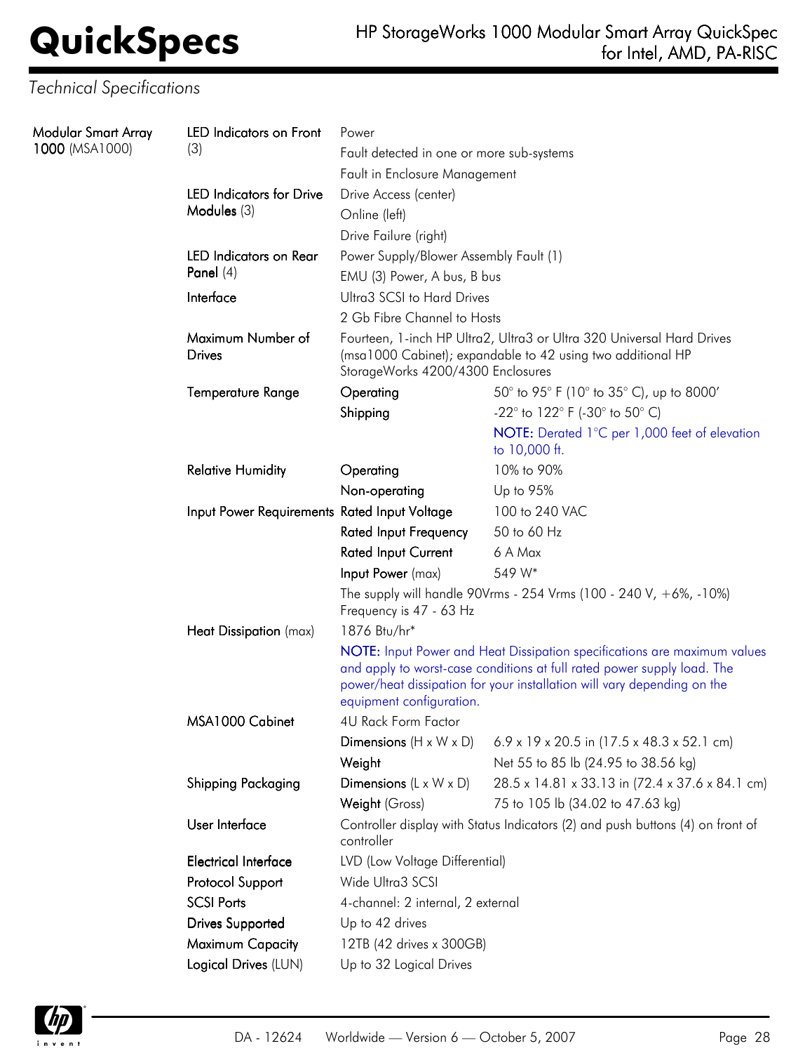*Technical Specifications*

| | | | |
|---|---|---|---|
| **Modular Smart Array 1000** (MSA1000) | **LED Indicators on Front** (3) | Power | |
| | | Fault detected in one or more sub-systems | |
| | | Fault in Enclosure Management | |
| | **LED Indicators for Drive Modules** (3) | Drive Access (center) | |
| | | Online (left) | |
| | | Drive Failure (right) | |
| | **LED Indicators on Rear Panel** (4) | Power Supply/Blower Assembly Fault (1) | |
| | | EMU (3) Power, A bus, B bus | |
| | **Interface** | Ultra3 SCSI to Hard Drives | |
| | | 2 Gb Fibre Channel to Hosts | |
| | **Maximum Number of Drives** | Fourteen, 1-inch HP Ultra2, Ultra3 or Ultra 320 Universal Hard Drives (msa1000 Cabinet); expandable to 42 using two additional HP StorageWorks 4200/4300 Enclosures | |
| | **Temperature Range** | **Operating** | 50° to 95° F (10° to 35° C), up to 8000′ |
| | | **Shipping** | -22° to 122° F (-30° to 50° C) |
| | | | **NOTE:** Derated 1°C per 1,000 feet of elevation to 10,000 ft. |
| | **Relative Humidity** | **Operating** | 10% to 90% |
| | | **Non-operating** | Up to 95% |
| | **Input Power Requirements** | **Rated Input Voltage** | 100 to 240 VAC |
| | | **Rated Input Frequency** | 50 to 60 Hz |
| | | **Rated Input Current** | 6 A Max |
| | | **Input Power** (max) | 549 W* |
| | | The supply will handle 90Vrms - 254 Vrms (100 - 240 V, +6%, -10%) Frequency is 47 - 63 Hz | |
| | **Heat Dissipation** (max) | 1876 Btu/hr* | |
| | | **NOTE:** Input Power and Heat Dissipation specifications are maximum values and apply to worst-case conditions at full rated power supply load. The power/heat dissipation for your installation will vary depending on the equipment configuration. | |
| | **MSA1000 Cabinet** | 4U Rack Form Factor | |
| | | **Dimensions** (H x W x D) | 6.9 x 19 x 20.5 in (17.5 x 48.3 x 52.1 cm) |
| | | **Weight** | Net 55 to 85 lb (24.95 to 38.56 kg) |
| | **Shipping Packaging** | **Dimensions** (L x W x D) | 28.5 x 14.81 x 33.13 in (72.4 x 37.6 x 84.1 cm) |
| | | **Weight** (Gross) | 75 to 105 lb (34.02 to 47.63 kg) |
| | **User Interface** | Controller display with Status Indicators (2) and push buttons (4) on front of controller | |
| | **Electrical Interface** | LVD (Low Voltage Differential) | |
| | **Protocol Support** | Wide Ultra3 SCSI | |
| | **SCSI Ports** | 4-channel: 2 internal, 2 external | |
| | **Drives Supported** | Up to 42 drives | |
| | **Maximum Capacity** | 12TB (42 drives x 300GB) | |
| | **Logical Drives** (LUN) | Up to 32 Logical Drives | |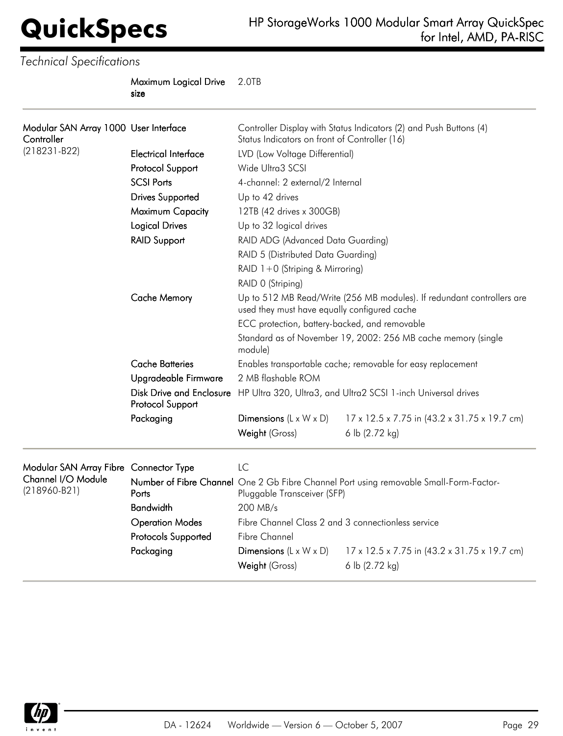*Technical Specifications*

| | | | |
|---|---|---|---|
| | **Maximum Logical Drive size** | 2.0TB | |
| **Modular SAN Array 1000 Controller** (218231-B22) | **User Interface** | Controller Display with Status Indicators (2) and Push Buttons (4) Status Indicators on front of Controller (16) | |
| | **Electrical Interface** | LVD (Low Voltage Differential) | |
| | **Protocol Support** | Wide Ultra3 SCSI | |
| | **SCSI Ports** | 4-channel: 2 external/2 Internal | |
| | **Drives Supported** | Up to 42 drives | |
| | **Maximum Capacity** | 12TB (42 drives x 300GB) | |
| | **Logical Drives** | Up to 32 logical drives | |
| | **RAID Support** | RAID ADG (Advanced Data Guarding) | |
| | | RAID 5 (Distributed Data Guarding) | |
| | | RAID 1+0 (Striping & Mirroring) | |
| | | RAID 0 (Striping) | |
| | **Cache Memory** | Up to 512 MB Read/Write (256 MB modules). If redundant controllers are used they must have equally configured cache | |
| | | ECC protection, battery-backed, and removable | |
| | | Standard as of November 19, 2002: 256 MB cache memory (single module) | |
| | **Cache Batteries** | Enables transportable cache; removable for easy replacement | |
| | **Upgradeable Firmware** | 2 MB flashable ROM | |
| | **Disk Drive and Enclosure Protocol Support** | HP Ultra 320, Ultra3, and Ultra2 SCSI 1-inch Universal drives | |
| | **Packaging** | **Dimensions** (L x W x D) | 17 x 12.5 x 7.75 in (43.2 x 31.75 x 19.7 cm) |
| | | **Weight** (Gross) | 6 lb (2.72 kg) |
| **Modular SAN Array Fibre Channel I/O Module** (218960-B21) | **Connector Type** | LC | |
| | **Number of Fibre Channel Ports** | One 2 Gb Fibre Channel Port using removable Small-Form-Factor-Pluggable Transceiver (SFP) | |
| | **Bandwidth** | 200 MB/s | |
| | **Operation Modes** | Fibre Channel Class 2 and 3 connectionless service | |
| | **Protocols Supported** | Fibre Channel | |
| | **Packaging** | **Dimensions** (L x W x D) | 17 x 12.5 x 7.75 in (43.2 x 31.75 x 19.7 cm) |
| | | **Weight** (Gross) | 6 lb (2.72 kg) |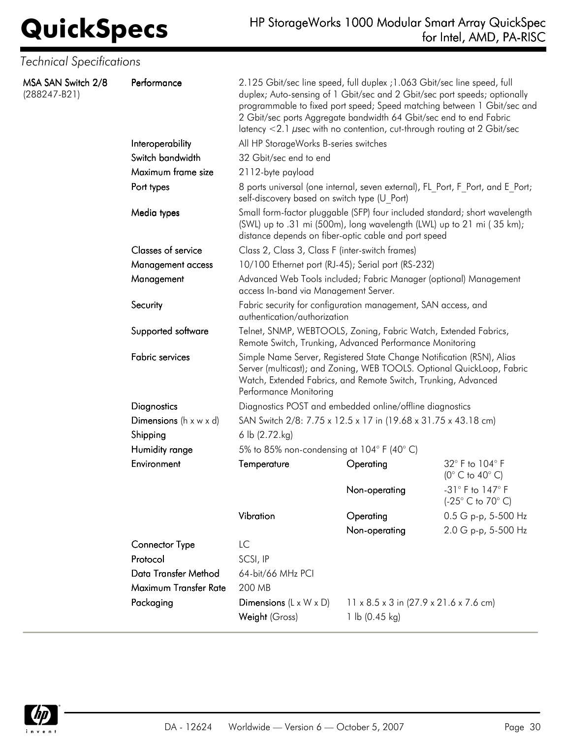*Technical Specifications*

| MSA SAN Switch 2/8 (288247-B21) | | | | |
|---|---|---|---|---|
| | **Performance** | 2.125 Gbit/sec line speed, full duplex ;1.063 Gbit/sec line speed, full duplex; Auto-sensing of 1 Gbit/sec and 2 Gbit/sec port speeds; optionally programmable to fixed port speed; Speed matching between 1 Gbit/sec and 2 Gbit/sec ports Aggregate bandwidth 64 Gbit/sec end to end Fabric latency <2.1 µsec with no contention, cut-through routing at 2 Gbit/sec | | |
| | **Interoperability** | All HP StorageWorks B-series switches | | |
| | **Switch bandwidth** | 32 Gbit/sec end to end | | |
| | **Maximum frame size** | 2112-byte payload | | |
| | **Port types** | 8 ports universal (one internal, seven external), FL_Port, F_Port, and E_Port; self-discovery based on switch type (U_Port) | | |
| | **Media types** | Small form-factor pluggable (SFP) four included standard; short wavelength (SWL) up to .31 mi (500m), long wavelength (LWL) up to 21 mi ( 35 km); distance depends on fiber-optic cable and port speed | | |
| | **Classes of service** | Class 2, Class 3, Class F (inter-switch frames) | | |
| | **Management access** | 10/100 Ethernet port (RJ-45); Serial port (RS-232) | | |
| | **Management** | Advanced Web Tools included; Fabric Manager (optional) Management access In-band via Management Server. | | |
| | **Security** | Fabric security for configuration management, SAN access, and authentication/authorization | | |
| | **Supported software** | Telnet, SNMP, WEBTOOLS, Zoning, Fabric Watch, Extended Fabrics, Remote Switch, Trunking, Advanced Performance Monitoring | | |
| | **Fabric services** | Simple Name Server, Registered State Change Notification (RSN), Alias Server (multicast); and Zoning, WEB TOOLS. Optional QuickLoop, Fabric Watch, Extended Fabrics, and Remote Switch, Trunking, Advanced Performance Monitoring | | |
| | **Diagnostics** | Diagnostics POST and embedded online/offline diagnostics | | |
| | **Dimensions** (h x w x d) | SAN Switch 2/8: 7.75 x 12.5 x 17 in (19.68 x 31.75 x 43.18 cm) | | |
| | **Shipping** | 6 lb (2.72.kg) | | |
| | **Humidity range** | 5% to 85% non-condensing at 104° F (40° C) | | |
| | **Environment** | **Temperature** | **Operating** | 32° F to 104° F (0° C to 40° C) |
| | | | **Non-operating** | -31° F to 147° F (-25° C to 70° C) |
| | | **Vibration** | **Operating** | 0.5 G p-p, 5-500 Hz |
| | | | **Non-operating** | 2.0 G p-p, 5-500 Hz |
| | **Connector Type** | LC | | |
| | **Protocol** | SCSI, IP | | |
| | **Data Transfer Method** | 64-bit/66 MHz PCI | | |
| | **Maximum Transfer Rate** | 200 MB | | |
| | **Packaging** | **Dimensions** (L x W x D) | 11 x 8.5 x 3 in (27.9 x 21.6 x 7.6 cm) | |
| | | **Weight** (Gross) | 1 lb (0.45 kg) | |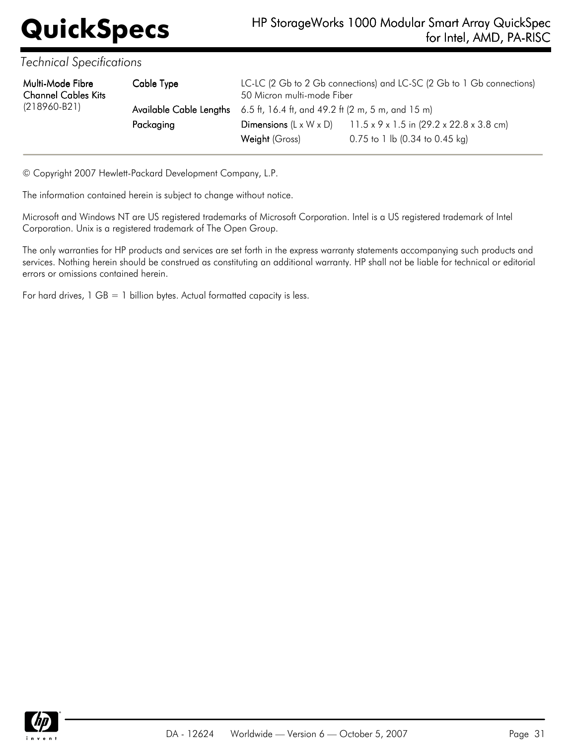*Technical Specifications*

| | | | |
|---|---|---|---|
| **Multi-Mode Fibre Channel Cables Kits** (218960-B21) | **Cable Type** | LC-LC (2 Gb to 2 Gb connections) and LC-SC (2 Gb to 1 Gb connections) 50 Micron multi-mode Fiber | |
| | **Available Cable Lengths** | 6.5 ft, 16.4 ft, and 49.2 ft (2 m, 5 m, and 15 m) | |
| | **Packaging** | **Dimensions** (L x W x D) | 11.5 x 9 x 1.5 in (29.2 x 22.8 x 3.8 cm) |
| | | **Weight** (Gross) | 0.75 to 1 lb (0.34 to 0.45 kg) |

© Copyright 2007 Hewlett-Packard Development Company, L.P.

The information contained herein is subject to change without notice.

Microsoft and Windows NT are US registered trademarks of Microsoft Corporation. Intel is a US registered trademark of Intel Corporation. Unix is a registered trademark of The Open Group.

The only warranties for HP products and services are set forth in the express warranty statements accompanying such products and services. Nothing herein should be construed as constituting an additional warranty. HP shall not be liable for technical or editorial errors or omissions contained herein.

For hard drives, 1 GB = 1 billion bytes. Actual formatted capacity is less.